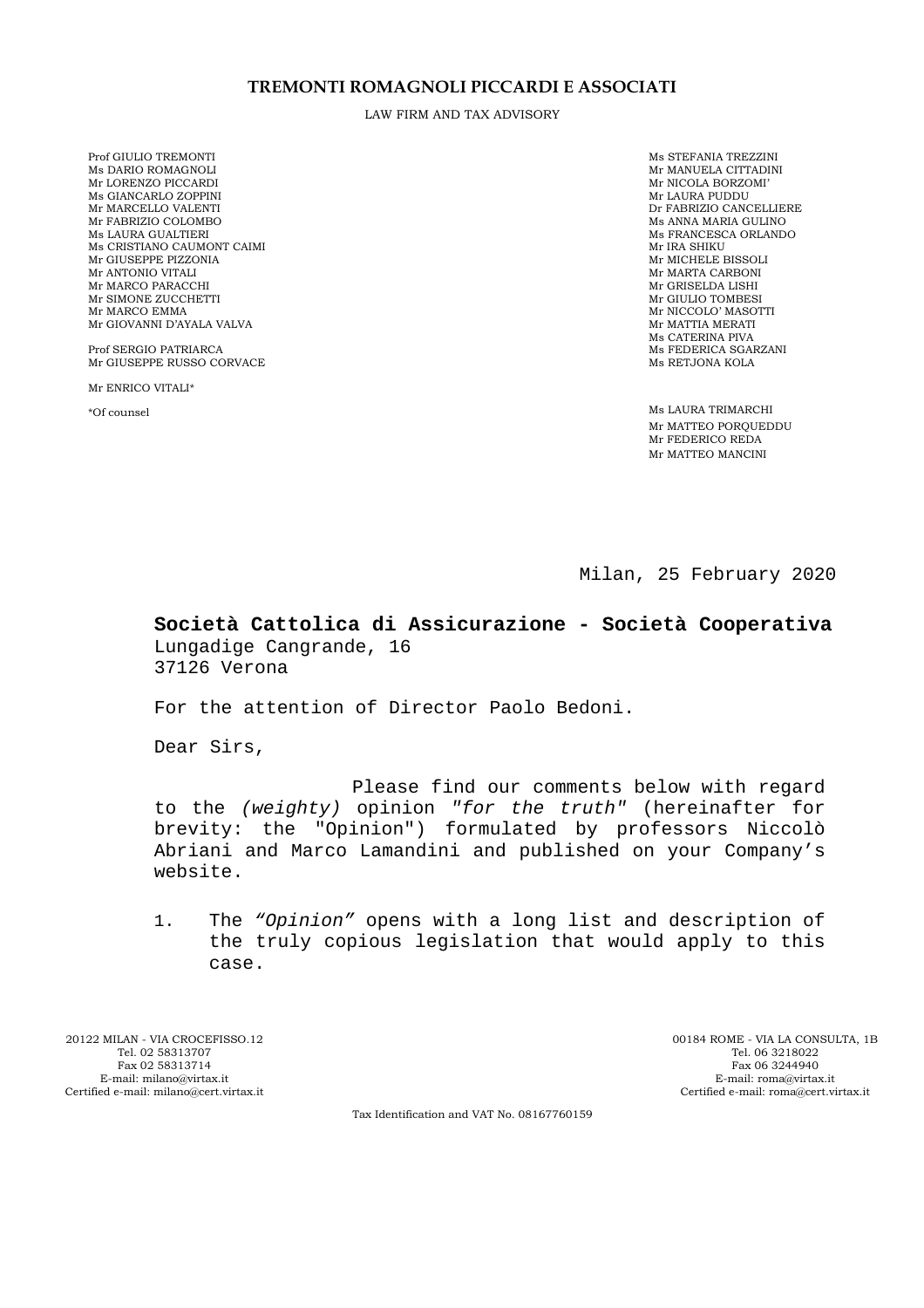**TREMONTI ROMAGNOLI PICCARDI E ASSOCIATI**

LAW FIRM AND TAX ADVISORY

Prof GIULIO TREMONTI
Ms DARIO ROMAGNOLI
Mr LORENZO PICCARDI
Ms GIANCARLO ZOPPINI
Mr MARCELLO VALENTI
Mr FABRIZIO COLOMBO
Ms LAURA GUALTIERI
Ms CRISTIANO CAUMONT CAIMI
Mr GIUSEPPE PIZZONIA
Mr ANTONIO VITALI
Mr MARCO PARACCHI
Mr SIMONE ZUCCHETTI
Mr MARCO EMMA
Mr GIOVANNI D'AYALA VALVA

Prof SERGIO PATRIARCA
Mr GIUSEPPE RUSSO CORVACE

Mr ENRICO VITALI*

*Of counsel

Ms STEFANIA TREZZINI
Mr MANUELA CITTADINI
Mr NICOLA BORZOMI'
Mr LAURA PUDDU
Dr FABRIZIO CANCELLIERE
Ms ANNA MARIA GULINO
Ms FRANCESCA ORLANDO
Mr IRA SHIKU
Mr MICHELE BISSOLI
Mr MARTA CARBONI
Mr GRISELDA LISHI
Mr GIULIO TOMBESI
Mr NICCOLO' MASOTTI
Mr MATTIA MERATI
Ms CATERINA PIVA
Ms FEDERICA SGARZANI
Ms RETJONA KOLA

Ms LAURA TRIMARCHI
Mr MATTEO PORQUEDDU
Mr FEDERICO REDA
Mr MATTEO MANCINI

Milan, 25 February 2020

**Società Cattolica di Assicurazione - Società Cooperativa**
Lungadige Cangrande, 16
37126 Verona

For the attention of Director Paolo Bedoni.

Dear Sirs,

Please find our comments below with regard to the *(weighty)* opinion *"for the truth"* (hereinafter for brevity: the "Opinion") formulated by professors Niccolò Abriani and Marco Lamandini and published on your Company's website.

1. The *"Opinion"* opens with a long list and description of the truly copious legislation that would apply to this case.

20122 MILAN - VIA CROCEFISSO.12
Tel. 02 58313707
Fax 02 58313714
E-mail: milano@virtax.it
Certified e-mail: milano@cert.virtax.it

00184 ROME - VIA LA CONSULTA, 1B
Tel. 06 3218022
Fax 06 3244940
E-mail: roma@virtax.it
Certified e-mail: roma@cert.virtax.it

Tax Identification and VAT No. 08167760159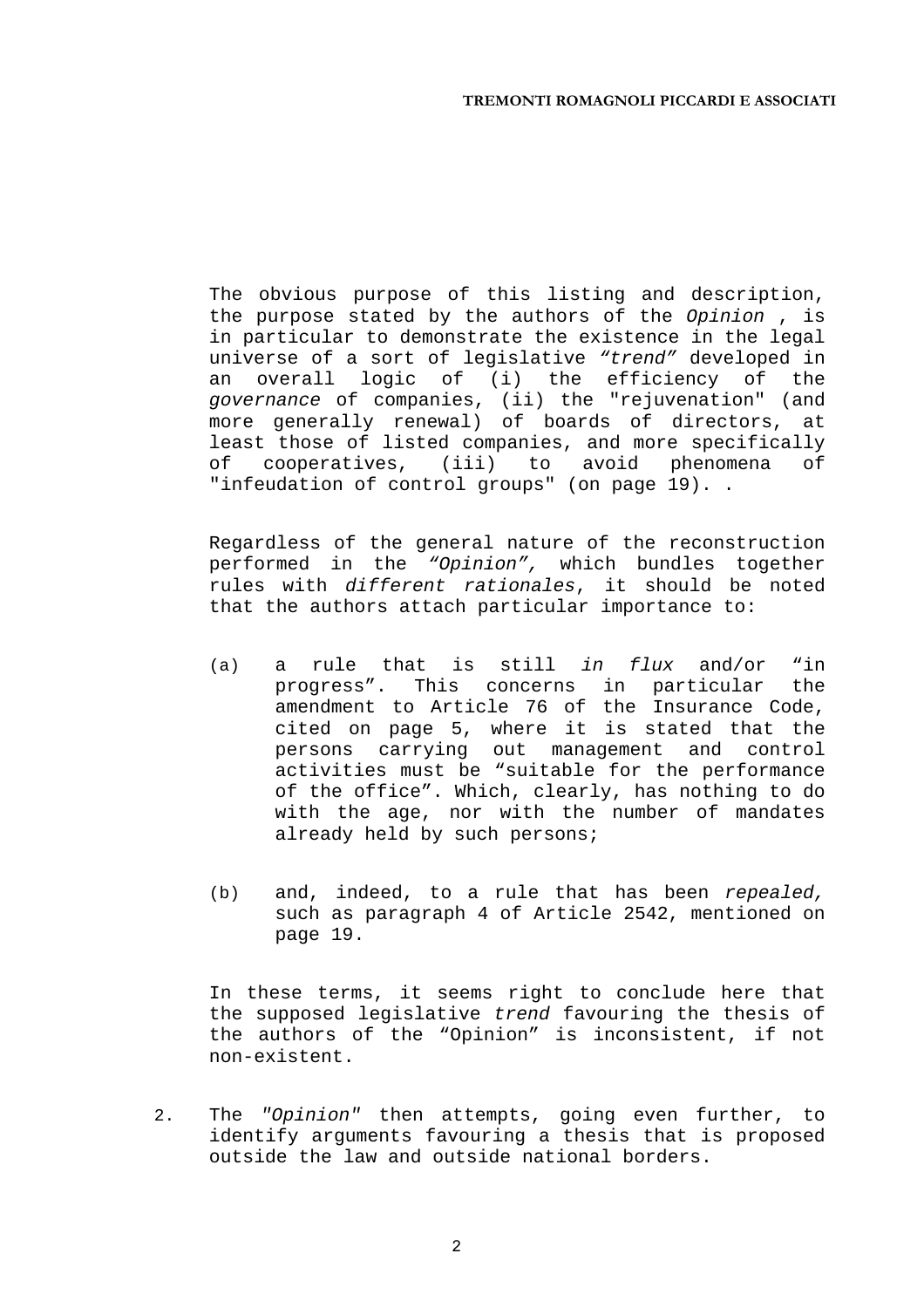The obvious purpose of this listing and description, the purpose stated by the authors of the *Opinion* , is in particular to demonstrate the existence in the legal universe of a sort of legislative *"trend"* developed in an overall logic of (i) the efficiency of the *governance* of companies, (ii) the "rejuvenation" (and more generally renewal) of boards of directors, at least those of listed companies, and more specifically of cooperatives, (iii) to avoid phenomena of "infeudation of control groups" (on page 19). .

Regardless of the general nature of the reconstruction performed in the *"Opinion",* which bundles together rules with *different rationales*, it should be noted that the authors attach particular importance to:

(a) a rule that is still *in flux* and/or "in progress". This concerns in particular the amendment to Article 76 of the Insurance Code, cited on page 5, where it is stated that the persons carrying out management and control activities must be "suitable for the performance of the office". Which, clearly, has nothing to do with the age, nor with the number of mandates already held by such persons;

(b) and, indeed, to a rule that has been *repealed,* such as paragraph 4 of Article 2542, mentioned on page 19.

In these terms, it seems right to conclude here that the supposed legislative *trend* favouring the thesis of the authors of the "Opinion" is inconsistent, if not non-existent.

2. The *"Opinion"* then attempts, going even further, to identify arguments favouring a thesis that is proposed outside the law and outside national borders.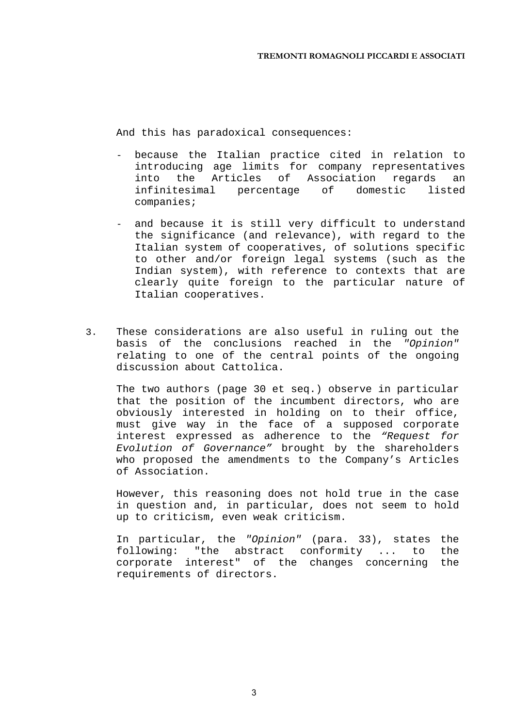And this has paradoxical consequences:

- because the Italian practice cited in relation to introducing age limits for company representatives into the Articles of Association regards an infinitesimal percentage of domestic listed companies;

- and because it is still very difficult to understand the significance (and relevance), with regard to the Italian system of cooperatives, of solutions specific to other and/or foreign legal systems (such as the Indian system), with reference to contexts that are clearly quite foreign to the particular nature of Italian cooperatives.

3. These considerations are also useful in ruling out the basis of the conclusions reached in the *"Opinion"* relating to one of the central points of the ongoing discussion about Cattolica.

   The two authors (page 30 et seq.) observe in particular that the position of the incumbent directors, who are obviously interested in holding on to their office, must give way in the face of a supposed corporate interest expressed as adherence to the *"Request for Evolution of Governance"* brought by the shareholders who proposed the amendments to the Company's Articles of Association.

   However, this reasoning does not hold true in the case in question and, in particular, does not seem to hold up to criticism, even weak criticism.

   In particular, the *"Opinion"* (para. 33), states the following: "the abstract conformity ... to the corporate interest" of the changes concerning the requirements of directors.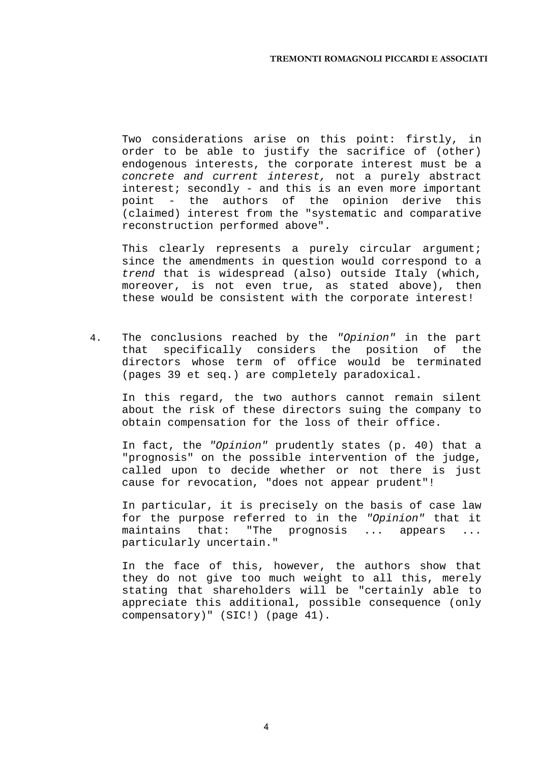Two considerations arise on this point: firstly, in order to be able to justify the sacrifice of (other) endogenous interests, the corporate interest must be a *concrete and current interest,* not a purely abstract interest; secondly - and this is an even more important point - the authors of the opinion derive this (claimed) interest from the "systematic and comparative reconstruction performed above".

This clearly represents a purely circular argument; since the amendments in question would correspond to a *trend* that is widespread (also) outside Italy (which, moreover, is not even true, as stated above), then these would be consistent with the corporate interest!

4. The conclusions reached by the *"Opinion"* in the part that specifically considers the position of the directors whose term of office would be terminated (pages 39 et seq.) are completely paradoxical.

   In this regard, the two authors cannot remain silent about the risk of these directors suing the company to obtain compensation for the loss of their office.

   In fact, the *"Opinion"* prudently states (p. 40) that a "prognosis" on the possible intervention of the judge, called upon to decide whether or not there is just cause for revocation, "does not appear prudent"!

   In particular, it is precisely on the basis of case law for the purpose referred to in the *"Opinion"* that it maintains that: "The prognosis ... appears ... particularly uncertain."

   In the face of this, however, the authors show that they do not give too much weight to all this, merely stating that shareholders will be "certainly able to appreciate this additional, possible consequence (only compensatory)" (SIC!) (page 41).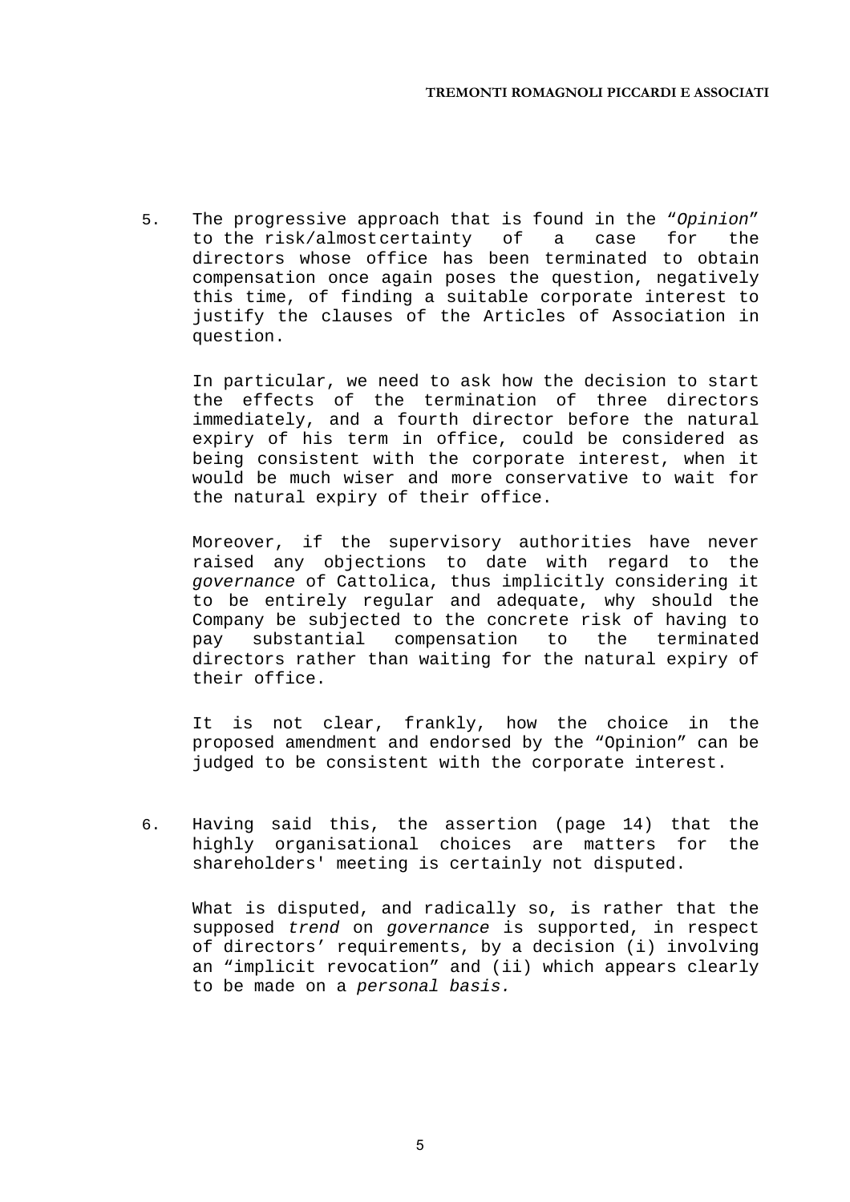5. The progressive approach that is found in the "*Opinion*" to the risk/almost certainty of a case for the directors whose office has been terminated to obtain compensation once again poses the question, negatively this time, of finding a suitable corporate interest to justify the clauses of the Articles of Association in question.

   In particular, we need to ask how the decision to start the effects of the termination of three directors immediately, and a fourth director before the natural expiry of his term in office, could be considered as being consistent with the corporate interest, when it would be much wiser and more conservative to wait for the natural expiry of their office.

   Moreover, if the supervisory authorities have never raised any objections to date with regard to the *governance* of Cattolica, thus implicitly considering it to be entirely regular and adequate, why should the Company be subjected to the concrete risk of having to pay substantial compensation to the terminated directors rather than waiting for the natural expiry of their office.

   It is not clear, frankly, how the choice in the proposed amendment and endorsed by the "Opinion" can be judged to be consistent with the corporate interest.

6. Having said this, the assertion (page 14) that the highly organisational choices are matters for the shareholders' meeting is certainly not disputed.

   What is disputed, and radically so, is rather that the supposed *trend* on *governance* is supported, in respect of directors' requirements, by a decision (i) involving an "implicit revocation" and (ii) which appears clearly to be made on a *personal basis.*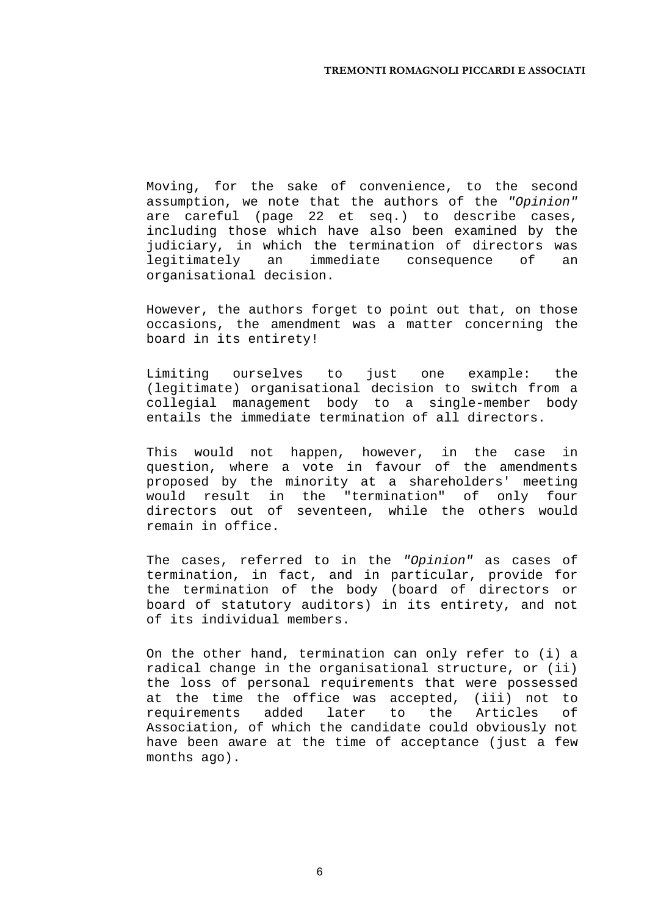Moving, for the sake of convenience, to the second assumption, we note that the authors of the *"Opinion"* are careful (page 22 et seq.) to describe cases, including those which have also been examined by the judiciary, in which the termination of directors was legitimately an immediate consequence of an organisational decision.

However, the authors forget to point out that, on those occasions, the amendment was a matter concerning the board in its entirety!

Limiting ourselves to just one example: the (legitimate) organisational decision to switch from a collegial management body to a single-member body entails the immediate termination of all directors.

This would not happen, however, in the case in question, where a vote in favour of the amendments proposed by the minority at a shareholders' meeting would result in the "termination" of only four directors out of seventeen, while the others would remain in office.

The cases, referred to in the *"Opinion"* as cases of termination, in fact, and in particular, provide for the termination of the body (board of directors or board of statutory auditors) in its entirety, and not of its individual members.

On the other hand, termination can only refer to (i) a radical change in the organisational structure, or (ii) the loss of personal requirements that were possessed at the time the office was accepted, (iii) not to requirements added later to the Articles of Association, of which the candidate could obviously not have been aware at the time of acceptance (just a few months ago).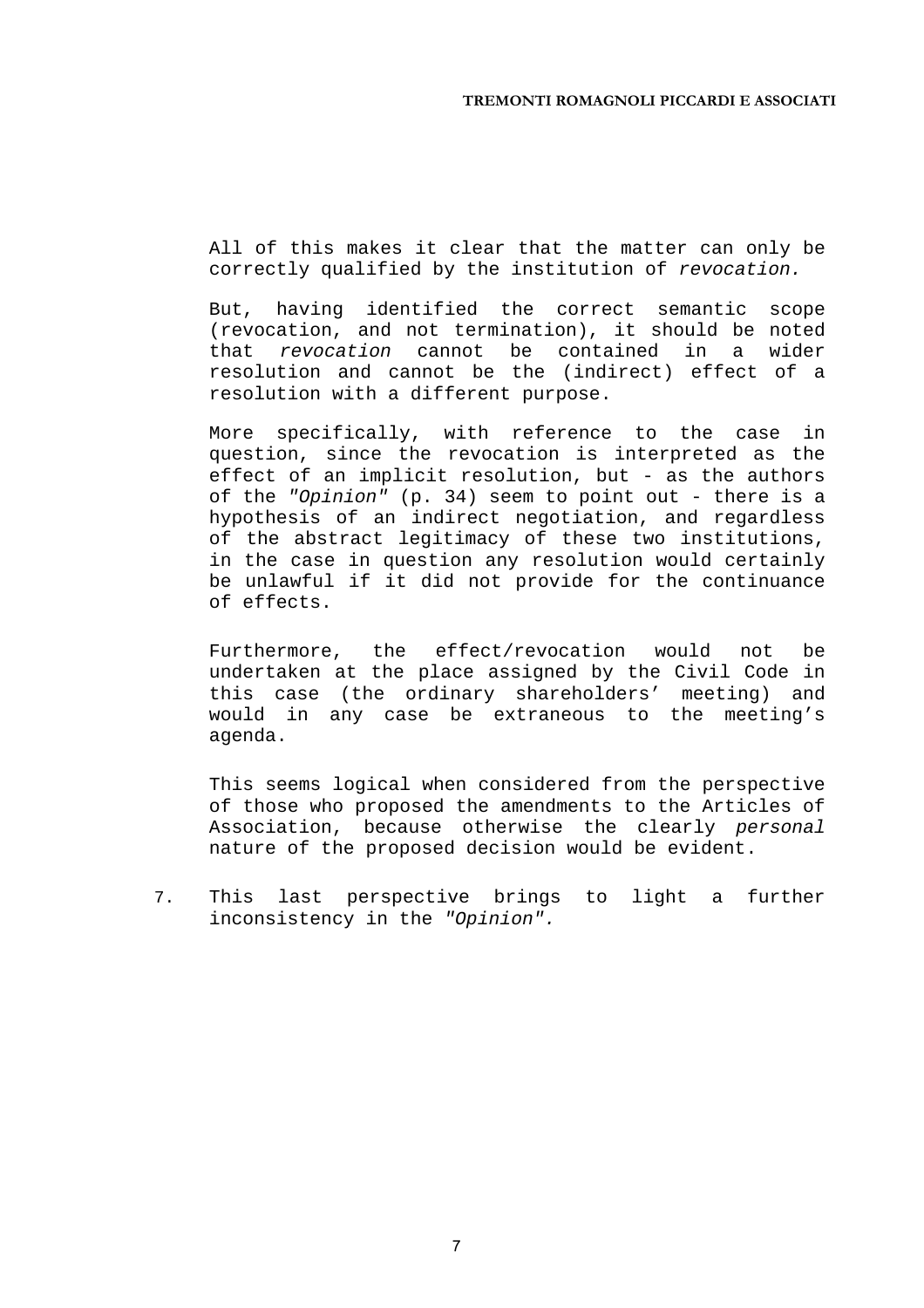All of this makes it clear that the matter can only be correctly qualified by the institution of *revocation.*

But, having identified the correct semantic scope (revocation, and not termination), it should be noted that *revocation* cannot be contained in a wider resolution and cannot be the (indirect) effect of a resolution with a different purpose.

More specifically, with reference to the case in question, since the revocation is interpreted as the effect of an implicit resolution, but - as the authors of the *"Opinion"* (p. 34) seem to point out - there is a hypothesis of an indirect negotiation, and regardless of the abstract legitimacy of these two institutions, in the case in question any resolution would certainly be unlawful if it did not provide for the continuance of effects.

Furthermore, the effect/revocation would not be undertaken at the place assigned by the Civil Code in this case (the ordinary shareholders' meeting) and would in any case be extraneous to the meeting's agenda.

This seems logical when considered from the perspective of those who proposed the amendments to the Articles of Association, because otherwise the clearly *personal* nature of the proposed decision would be evident.

7. This last perspective brings to light a further inconsistency in the *"Opinion".*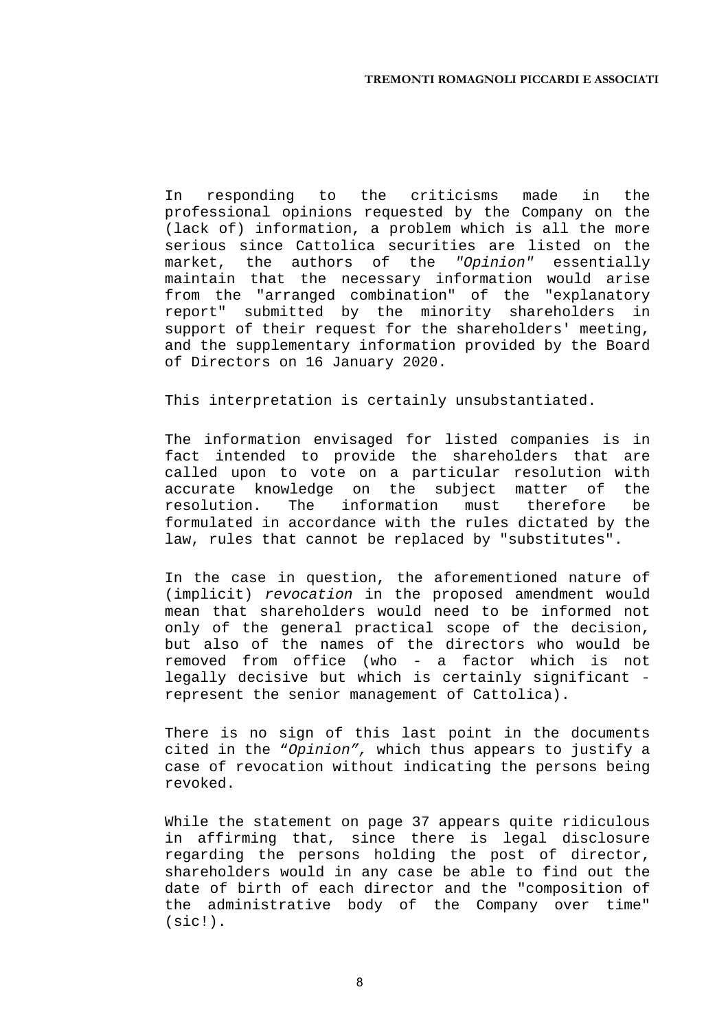In responding to the criticisms made in the professional opinions requested by the Company on the (lack of) information, a problem which is all the more serious since Cattolica securities are listed on the market, the authors of the *"Opinion"* essentially maintain that the necessary information would arise from the "arranged combination" of the "explanatory report" submitted by the minority shareholders in support of their request for the shareholders' meeting, and the supplementary information provided by the Board of Directors on 16 January 2020.

This interpretation is certainly unsubstantiated.

The information envisaged for listed companies is in fact intended to provide the shareholders that are called upon to vote on a particular resolution with accurate knowledge on the subject matter of the resolution. The information must therefore be formulated in accordance with the rules dictated by the law, rules that cannot be replaced by "substitutes".

In the case in question, the aforementioned nature of (implicit) *revocation* in the proposed amendment would mean that shareholders would need to be informed not only of the general practical scope of the decision, but also of the names of the directors who would be removed from office (who - a factor which is not legally decisive but which is certainly significant - represent the senior management of Cattolica).

There is no sign of this last point in the documents cited in the “*Opinion”,* which thus appears to justify a case of revocation without indicating the persons being revoked.

While the statement on page 37 appears quite ridiculous in affirming that, since there is legal disclosure regarding the persons holding the post of director, shareholders would in any case be able to find out the date of birth of each director and the "composition of the administrative body of the Company over time" (sic!).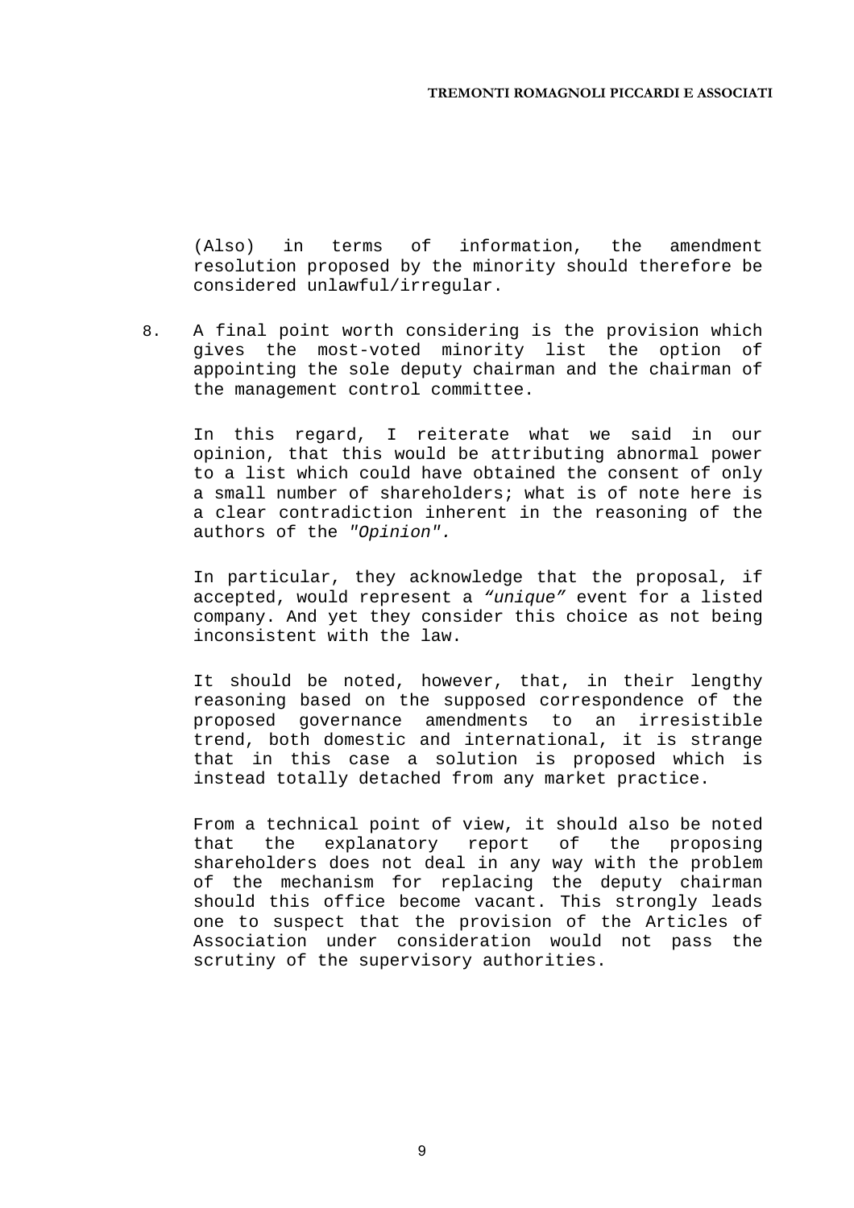(Also) in terms of information, the amendment resolution proposed by the minority should therefore be considered unlawful/irregular.

8. A final point worth considering is the provision which gives the most-voted minority list the option of appointing the sole deputy chairman and the chairman of the management control committee.

   In this regard, I reiterate what we said in our opinion, that this would be attributing abnormal power to a list which could have obtained the consent of only a small number of shareholders; what is of note here is a clear contradiction inherent in the reasoning of the authors of the *"Opinion"*.

   In particular, they acknowledge that the proposal, if accepted, would represent a *“unique”* event for a listed company. And yet they consider this choice as not being inconsistent with the law.

   It should be noted, however, that, in their lengthy reasoning based on the supposed correspondence of the proposed governance amendments to an irresistible trend, both domestic and international, it is strange that in this case a solution is proposed which is instead totally detached from any market practice.

   From a technical point of view, it should also be noted that the explanatory report of the proposing shareholders does not deal in any way with the problem of the mechanism for replacing the deputy chairman should this office become vacant. This strongly leads one to suspect that the provision of the Articles of Association under consideration would not pass the scrutiny of the supervisory authorities.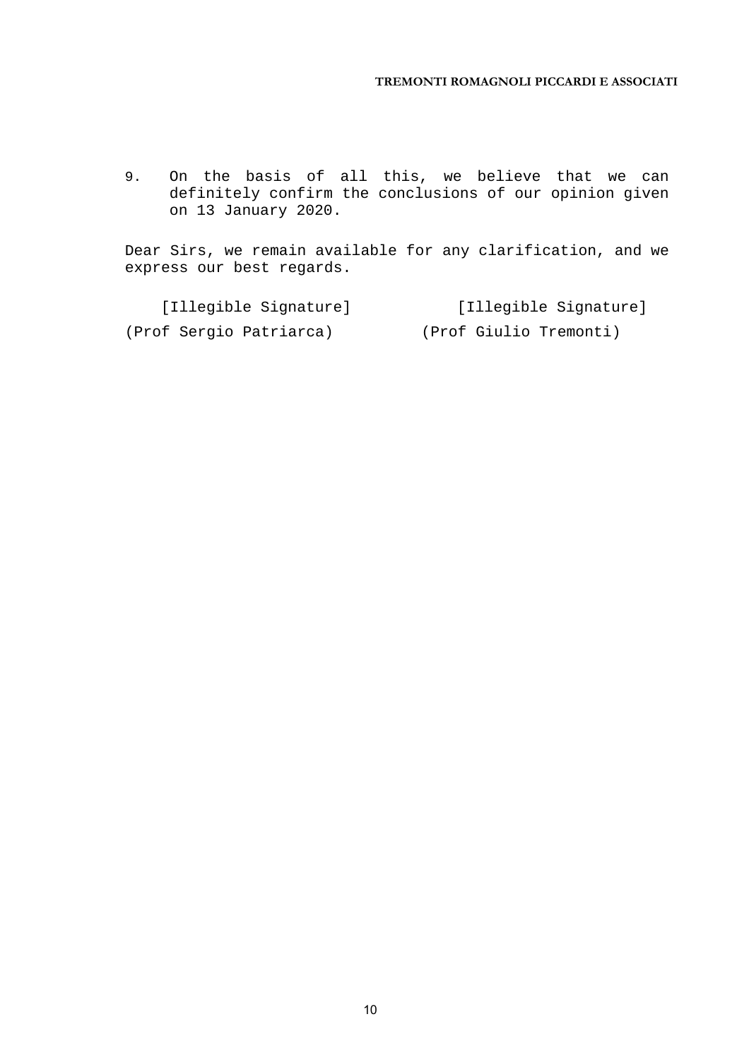9. On the basis of all this, we believe that we can definitely confirm the conclusions of our opinion given on 13 January 2020.

Dear Sirs, we remain available for any clarification, and we express our best regards.

| [Illegible Signature] | [Illegible Signature] |
|---|---|
| (Prof Sergio Patriarca) | (Prof Giulio Tremonti) |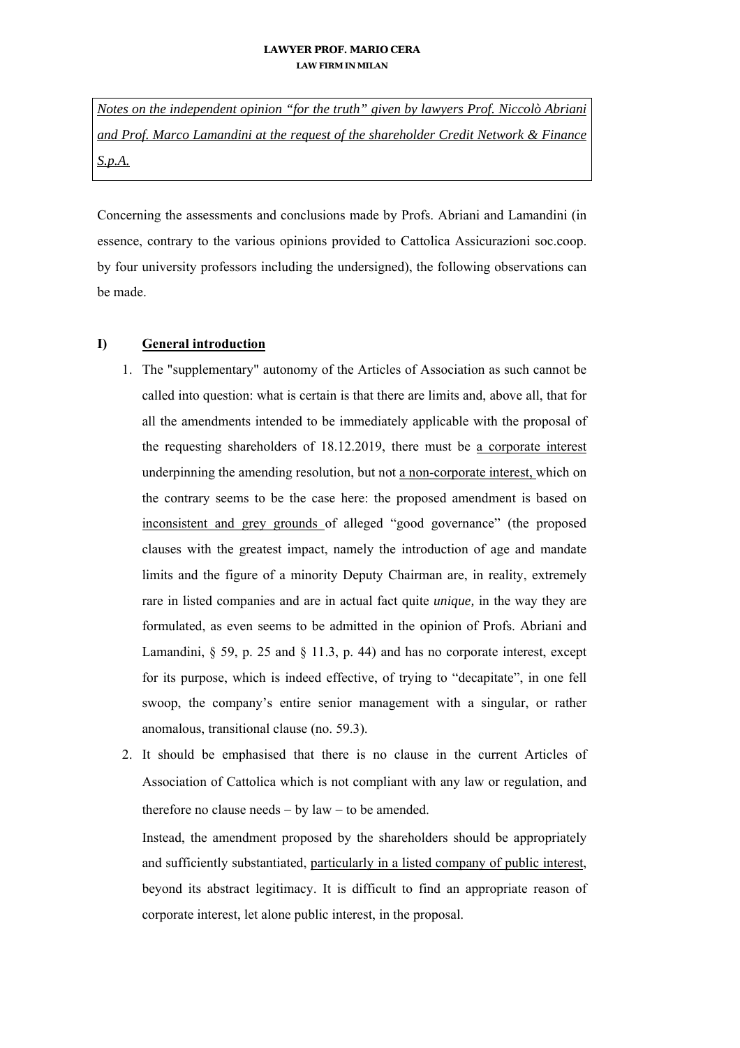LAWYER PROF. MARIO CERA
LAW FIRM IN MILAN

*Notes on the independent opinion "for the truth" given by lawyers Prof. Niccolò Abriani and Prof. Marco Lamandini at the request of the shareholder Credit Network & Finance S.p.A.*

Concerning the assessments and conclusions made by Profs. Abriani and Lamandini (in essence, contrary to the various opinions provided to Cattolica Assicurazioni soc.coop. by four university professors including the undersigned), the following observations can be made.

## I) General introduction

1. The "supplementary" autonomy of the Articles of Association as such cannot be called into question: what is certain is that there are limits and, above all, that for all the amendments intended to be immediately applicable with the proposal of the requesting shareholders of 18.12.2019, there must be a corporate interest underpinning the amending resolution, but not a non-corporate interest, which on the contrary seems to be the case here: the proposed amendment is based on inconsistent and grey grounds of alleged "good governance" (the proposed clauses with the greatest impact, namely the introduction of age and mandate limits and the figure of a minority Deputy Chairman are, in reality, extremely rare in listed companies and are in actual fact quite *unique,* in the way they are formulated, as even seems to be admitted in the opinion of Profs. Abriani and Lamandini, § 59, p. 25 and § 11.3, p. 44) and has no corporate interest, except for its purpose, which is indeed effective, of trying to "decapitate", in one fell swoop, the company's entire senior management with a singular, or rather anomalous, transitional clause (no. 59.3).

2. It should be emphasised that there is no clause in the current Articles of Association of Cattolica which is not compliant with any law or regulation, and therefore no clause needs – by law – to be amended.

   Instead, the amendment proposed by the shareholders should be appropriately and sufficiently substantiated, particularly in a listed company of public interest, beyond its abstract legitimacy. It is difficult to find an appropriate reason of corporate interest, let alone public interest, in the proposal.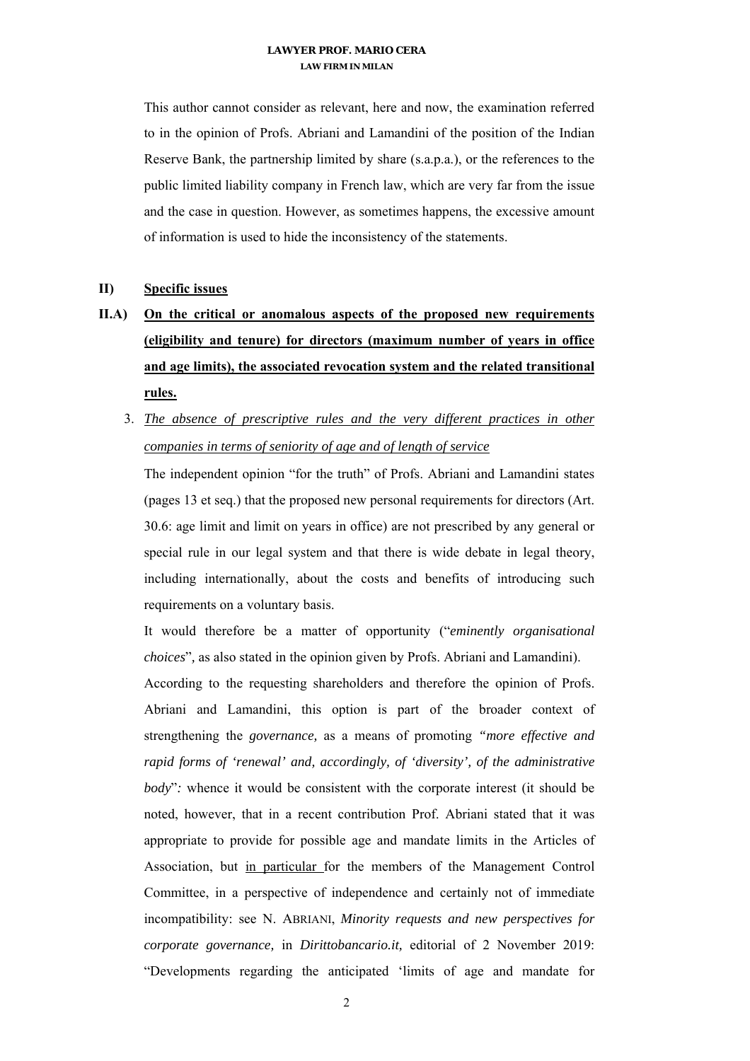This author cannot consider as relevant, here and now, the examination referred to in the opinion of Profs. Abriani and Lamandini of the position of the Indian Reserve Bank, the partnership limited by share (s.a.p.a.), or the references to the public limited liability company in French law, which are very far from the issue and the case in question. However, as sometimes happens, the excessive amount of information is used to hide the inconsistency of the statements.

## II) Specific issues

### II.A) On the critical or anomalous aspects of the proposed new requirements (eligibility and tenure) for directors (maximum number of years in office and age limits), the associated revocation system and the related transitional rules.

3. *The absence of prescriptive rules and the very different practices in other companies in terms of seniority of age and of length of service*

The independent opinion "for the truth" of Profs. Abriani and Lamandini states (pages 13 et seq.) that the proposed new personal requirements for directors (Art. 30.6: age limit and limit on years in office) are not prescribed by any general or special rule in our legal system and that there is wide debate in legal theory, including internationally, about the costs and benefits of introducing such requirements on a voluntary basis.

It would therefore be a matter of opportunity ("*eminently organisational choices*", as also stated in the opinion given by Profs. Abriani and Lamandini).

According to the requesting shareholders and therefore the opinion of Profs. Abriani and Lamandini, this option is part of the broader context of strengthening the *governance,* as a means of promoting *"more effective and rapid forms of 'renewal' and, accordingly, of 'diversity', of the administrative body*"*:* whence it would be consistent with the corporate interest (it should be noted, however, that in a recent contribution Prof. Abriani stated that it was appropriate to provide for possible age and mandate limits in the Articles of Association, but in particular for the members of the Management Control Committee, in a perspective of independence and certainly not of immediate incompatibility: see N. ABRIANI, *Minority requests and new perspectives for corporate governance,* in *Dirittobancario.it,* editorial of 2 November 2019: "Developments regarding the anticipated 'limits of age and mandate for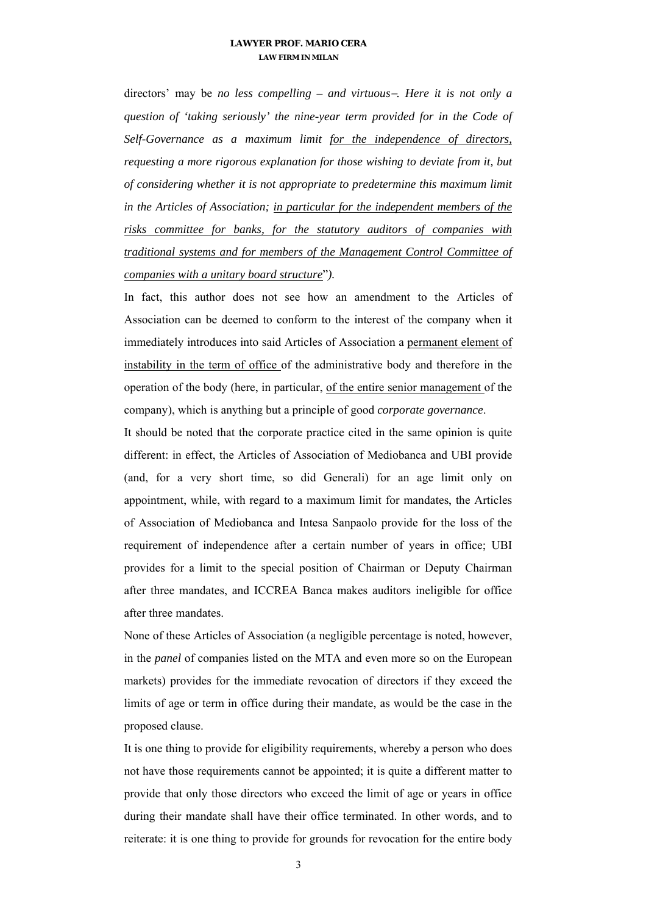directors' may be *no less compelling – and virtuous–. Here it is not only a question of 'taking seriously' the nine-year term provided for in the Code of Self-Governance as a maximum limit <u>for the independence of directors,</u> requesting a more rigorous explanation for those wishing to deviate from it, but of considering whether it is not appropriate to predetermine this maximum limit in the Articles of Association; <u>in particular for the independent members of the risks committee for banks, for the statutory auditors of companies with traditional systems and for members of the Management Control Committee of companies with a unitary board structure</u>").*

In fact, this author does not see how an amendment to the Articles of Association can be deemed to conform to the interest of the company when it immediately introduces into said Articles of Association a <u>permanent element of instability in the term of office</u> of the administrative body and therefore in the operation of the body (here, in particular, <u>of the entire senior management</u> of the company), which is anything but a principle of good *corporate governance*.

It should be noted that the corporate practice cited in the same opinion is quite different: in effect, the Articles of Association of Mediobanca and UBI provide (and, for a very short time, so did Generali) for an age limit only on appointment, while, with regard to a maximum limit for mandates, the Articles of Association of Mediobanca and Intesa Sanpaolo provide for the loss of the requirement of independence after a certain number of years in office; UBI provides for a limit to the special position of Chairman or Deputy Chairman after three mandates, and ICCREA Banca makes auditors ineligible for office after three mandates.

None of these Articles of Association (a negligible percentage is noted, however, in the *panel* of companies listed on the MTA and even more so on the European markets) provides for the immediate revocation of directors if they exceed the limits of age or term in office during their mandate, as would be the case in the proposed clause.

It is one thing to provide for eligibility requirements, whereby a person who does not have those requirements cannot be appointed; it is quite a different matter to provide that only those directors who exceed the limit of age or years in office during their mandate shall have their office terminated. In other words, and to reiterate: it is one thing to provide for grounds for revocation for the entire body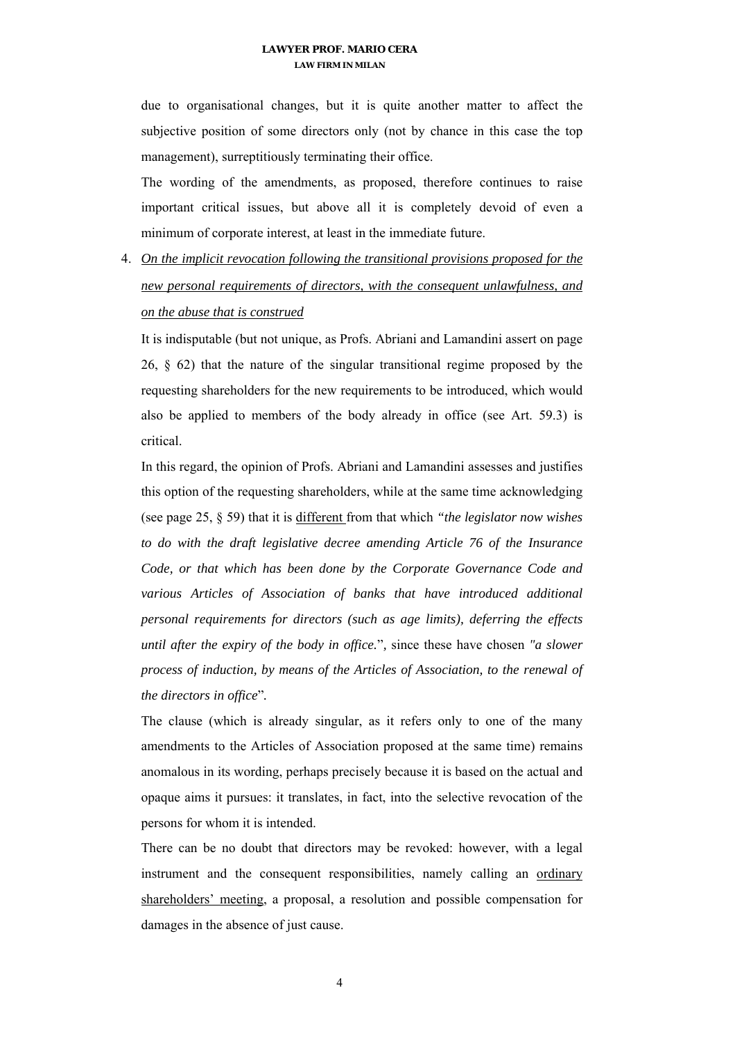due to organisational changes, but it is quite another matter to affect the subjective position of some directors only (not by chance in this case the top management), surreptitiously terminating their office.

The wording of the amendments, as proposed, therefore continues to raise important critical issues, but above all it is completely devoid of even a minimum of corporate interest, at least in the immediate future.

4. <u>*On the implicit revocation following the transitional provisions proposed for the new personal requirements of directors, with the consequent unlawfulness, and on the abuse that is construed*</u>

It is indisputable (but not unique, as Profs. Abriani and Lamandini assert on page 26, § 62) that the nature of the singular transitional regime proposed by the requesting shareholders for the new requirements to be introduced, which would also be applied to members of the body already in office (see Art. 59.3) is critical.

In this regard, the opinion of Profs. Abriani and Lamandini assesses and justifies this option of the requesting shareholders, while at the same time acknowledging (see page 25, § 59) that it is <u>different</u> from that which *"the legislator now wishes to do with the draft legislative decree amending Article 76 of the Insurance Code, or that which has been done by the Corporate Governance Code and various Articles of Association of banks that have introduced additional personal requirements for directors (such as age limits), deferring the effects until after the expiry of the body in office.*", since these have chosen *"a slower process of induction, by means of the Articles of Association, to the renewal of the directors in office*".

The clause (which is already singular, as it refers only to one of the many amendments to the Articles of Association proposed at the same time) remains anomalous in its wording, perhaps precisely because it is based on the actual and opaque aims it pursues: it translates, in fact, into the selective revocation of the persons for whom it is intended.

There can be no doubt that directors may be revoked: however, with a legal instrument and the consequent responsibilities, namely calling an <u>ordinary shareholders' meeting</u>, a proposal, a resolution and possible compensation for damages in the absence of just cause.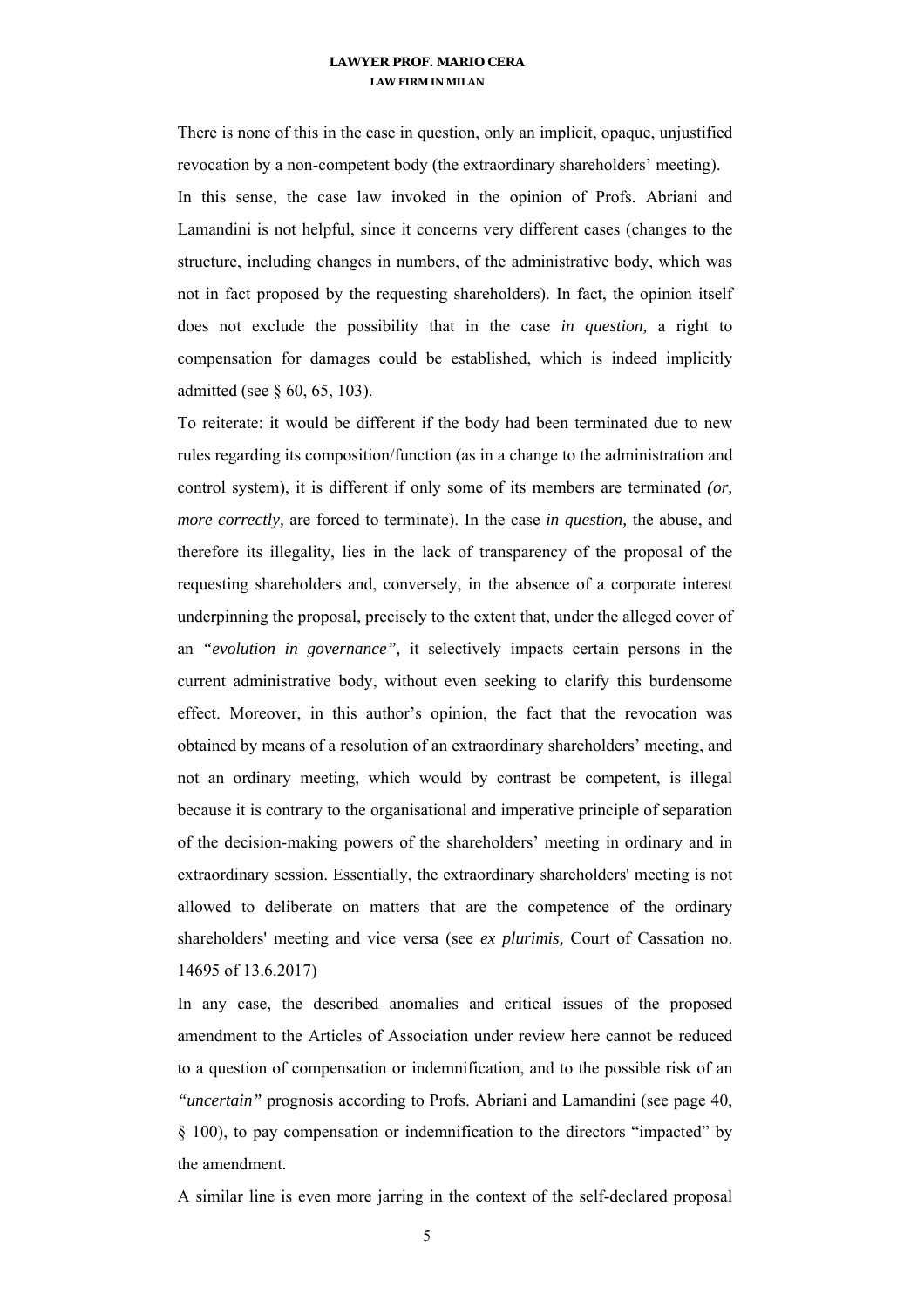There is none of this in the case in question, only an implicit, opaque, unjustified revocation by a non-competent body (the extraordinary shareholders' meeting).

In this sense, the case law invoked in the opinion of Profs. Abriani and Lamandini is not helpful, since it concerns very different cases (changes to the structure, including changes in numbers, of the administrative body, which was not in fact proposed by the requesting shareholders). In fact, the opinion itself does not exclude the possibility that in the case *in question,* a right to compensation for damages could be established, which is indeed implicitly admitted (see § 60, 65, 103).

To reiterate: it would be different if the body had been terminated due to new rules regarding its composition/function (as in a change to the administration and control system), it is different if only some of its members are terminated *(or, more correctly,* are forced to terminate). In the case *in question,* the abuse, and therefore its illegality, lies in the lack of transparency of the proposal of the requesting shareholders and, conversely, in the absence of a corporate interest underpinning the proposal, precisely to the extent that, under the alleged cover of an *"evolution in governance",* it selectively impacts certain persons in the current administrative body, without even seeking to clarify this burdensome effect. Moreover, in this author's opinion, the fact that the revocation was obtained by means of a resolution of an extraordinary shareholders' meeting, and not an ordinary meeting, which would by contrast be competent, is illegal because it is contrary to the organisational and imperative principle of separation of the decision-making powers of the shareholders' meeting in ordinary and in extraordinary session. Essentially, the extraordinary shareholders' meeting is not allowed to deliberate on matters that are the competence of the ordinary shareholders' meeting and vice versa (see *ex plurimis,* Court of Cassation no. 14695 of 13.6.2017)

In any case, the described anomalies and critical issues of the proposed amendment to the Articles of Association under review here cannot be reduced to a question of compensation or indemnification, and to the possible risk of an *"uncertain"* prognosis according to Profs. Abriani and Lamandini (see page 40, § 100), to pay compensation or indemnification to the directors "impacted" by the amendment.

A similar line is even more jarring in the context of the self-declared proposal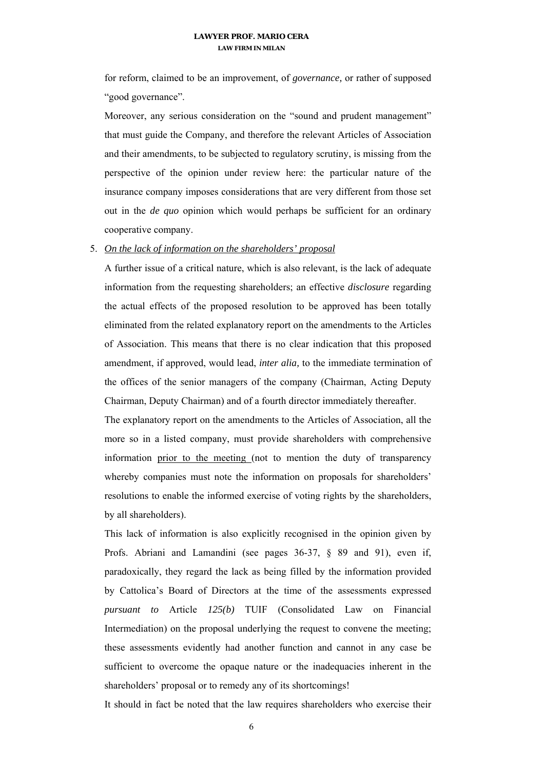for reform, claimed to be an improvement, of *governance,* or rather of supposed "good governance".

Moreover, any serious consideration on the "sound and prudent management" that must guide the Company, and therefore the relevant Articles of Association and their amendments, to be subjected to regulatory scrutiny, is missing from the perspective of the opinion under review here: the particular nature of the insurance company imposes considerations that are very different from those set out in the *de quo* opinion which would perhaps be sufficient for an ordinary cooperative company.

5. *On the lack of information on the shareholders' proposal*

A further issue of a critical nature, which is also relevant, is the lack of adequate information from the requesting shareholders; an effective *disclosure* regarding the actual effects of the proposed resolution to be approved has been totally eliminated from the related explanatory report on the amendments to the Articles of Association. This means that there is no clear indication that this proposed amendment, if approved, would lead, *inter alia,* to the immediate termination of the offices of the senior managers of the company (Chairman, Acting Deputy Chairman, Deputy Chairman) and of a fourth director immediately thereafter.

The explanatory report on the amendments to the Articles of Association, all the more so in a listed company, must provide shareholders with comprehensive information prior to the meeting (not to mention the duty of transparency whereby companies must note the information on proposals for shareholders' resolutions to enable the informed exercise of voting rights by the shareholders, by all shareholders).

This lack of information is also explicitly recognised in the opinion given by Profs. Abriani and Lamandini (see pages 36-37, § 89 and 91), even if, paradoxically, they regard the lack as being filled by the information provided by Cattolica's Board of Directors at the time of the assessments expressed *pursuant to* Article *125(b)* TUIF (Consolidated Law on Financial Intermediation) on the proposal underlying the request to convene the meeting; these assessments evidently had another function and cannot in any case be sufficient to overcome the opaque nature or the inadequacies inherent in the shareholders' proposal or to remedy any of its shortcomings!

It should in fact be noted that the law requires shareholders who exercise their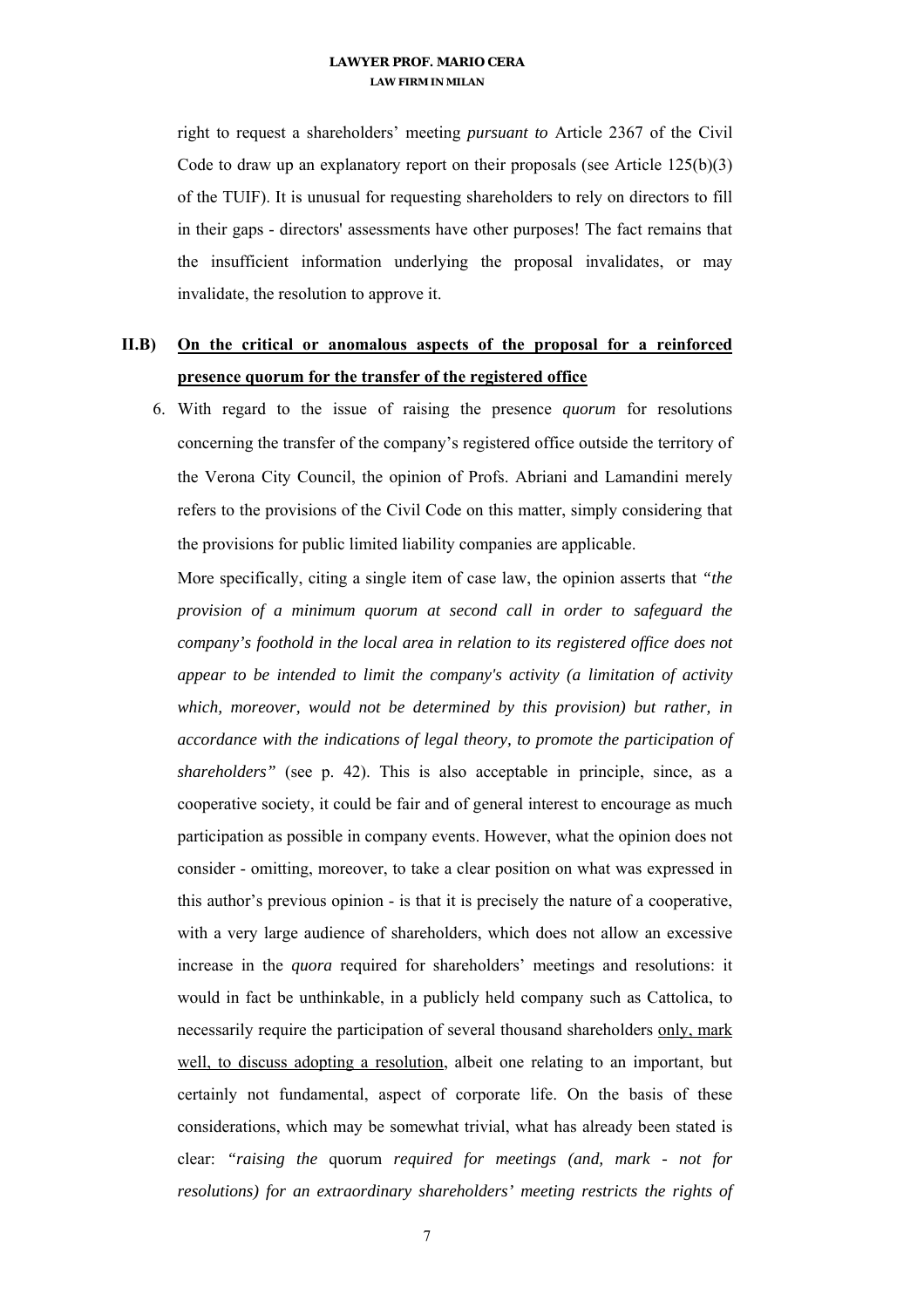right to request a shareholders' meeting *pursuant to* Article 2367 of the Civil Code to draw up an explanatory report on their proposals (see Article 125(b)(3) of the TUIF). It is unusual for requesting shareholders to rely on directors to fill in their gaps - directors' assessments have other purposes! The fact remains that the insufficient information underlying the proposal invalidates, or may invalidate, the resolution to approve it.

## II.B) <u>On the critical or anomalous aspects of the proposal for a reinforced presence quorum for the transfer of the registered office</u>

6. With regard to the issue of raising the presence *quorum* for resolutions concerning the transfer of the company's registered office outside the territory of the Verona City Council, the opinion of Profs. Abriani and Lamandini merely refers to the provisions of the Civil Code on this matter, simply considering that the provisions for public limited liability companies are applicable.

   More specifically, citing a single item of case law, the opinion asserts that *"the provision of a minimum quorum at second call in order to safeguard the company's foothold in the local area in relation to its registered office does not appear to be intended to limit the company's activity (a limitation of activity which, moreover, would not be determined by this provision) but rather, in accordance with the indications of legal theory, to promote the participation of shareholders"* (see p. 42). This is also acceptable in principle, since, as a cooperative society, it could be fair and of general interest to encourage as much participation as possible in company events. However, what the opinion does not consider - omitting, moreover, to take a clear position on what was expressed in this author's previous opinion - is that it is precisely the nature of a cooperative, with a very large audience of shareholders, which does not allow an excessive increase in the *quora* required for shareholders' meetings and resolutions: it would in fact be unthinkable, in a publicly held company such as Cattolica, to necessarily require the participation of several thousand shareholders <u>only, mark well, to discuss adopting a resolution,</u> albeit one relating to an important, but certainly not fundamental, aspect of corporate life. On the basis of these considerations, which may be somewhat trivial, what has already been stated is clear: *"raising the* quorum *required for meetings (and, mark - not for resolutions) for an extraordinary shareholders' meeting restricts the rights of*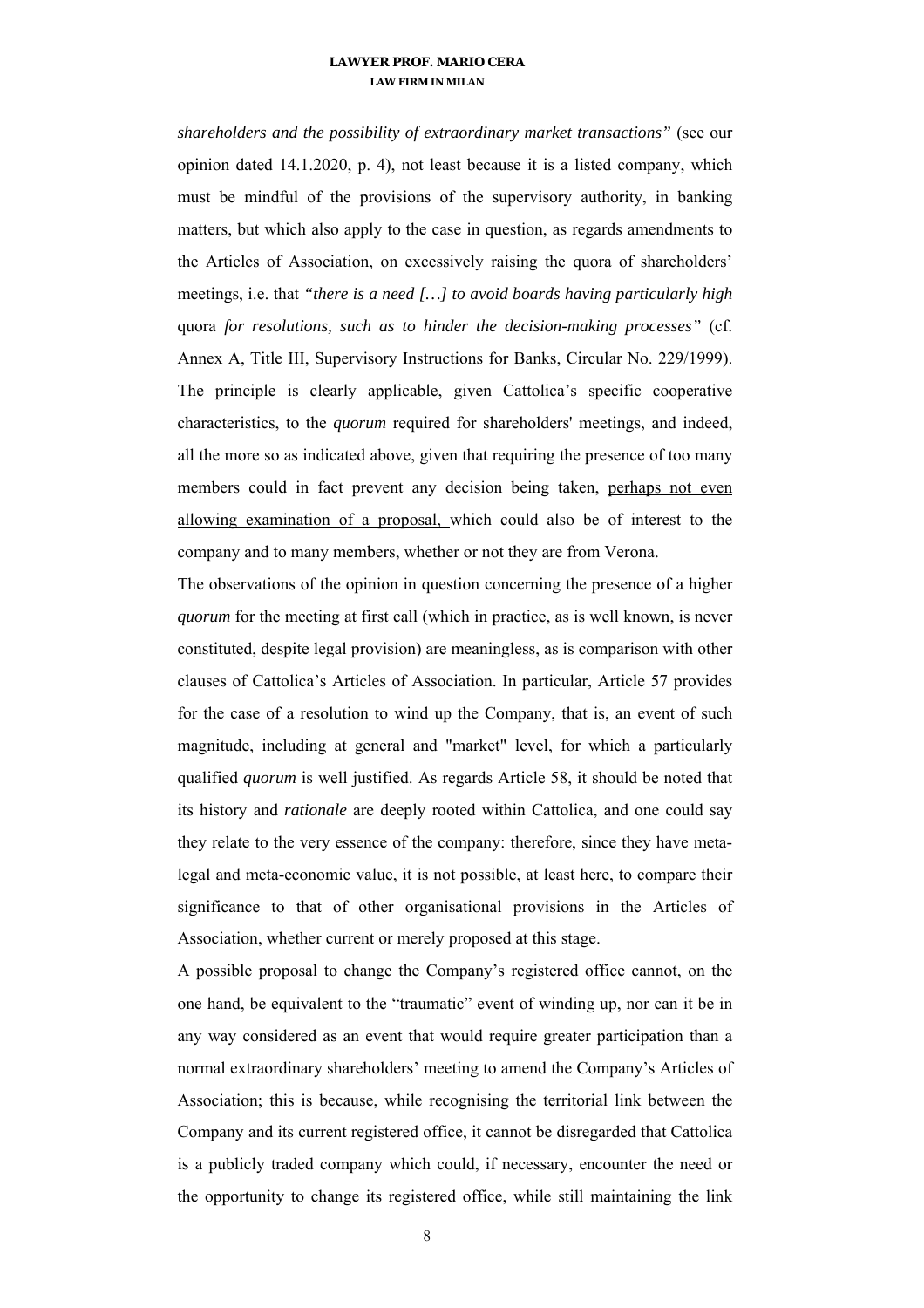*shareholders and the possibility of extraordinary market transactions"* (see our opinion dated 14.1.2020, p. 4), not least because it is a listed company, which must be mindful of the provisions of the supervisory authority, in banking matters, but which also apply to the case in question, as regards amendments to the Articles of Association, on excessively raising the quora of shareholders' meetings, i.e. that *"there is a need […] to avoid boards having particularly high* quora *for resolutions, such as to hinder the decision-making processes"* (cf. Annex A, Title III, Supervisory Instructions for Banks, Circular No. 229/1999). The principle is clearly applicable, given Cattolica's specific cooperative characteristics, to the *quorum* required for shareholders' meetings, and indeed, all the more so as indicated above, given that requiring the presence of too many members could in fact prevent any decision being taken, <u>perhaps not even allowing examination of a proposal,</u> which could also be of interest to the company and to many members, whether or not they are from Verona.

The observations of the opinion in question concerning the presence of a higher *quorum* for the meeting at first call (which in practice, as is well known, is never constituted, despite legal provision) are meaningless, as is comparison with other clauses of Cattolica's Articles of Association. In particular, Article 57 provides for the case of a resolution to wind up the Company, that is, an event of such magnitude, including at general and "market" level, for which a particularly qualified *quorum* is well justified. As regards Article 58, it should be noted that its history and *rationale* are deeply rooted within Cattolica, and one could say they relate to the very essence of the company: therefore, since they have meta-legal and meta-economic value, it is not possible, at least here, to compare their significance to that of other organisational provisions in the Articles of Association, whether current or merely proposed at this stage.

A possible proposal to change the Company's registered office cannot, on the one hand, be equivalent to the "traumatic" event of winding up, nor can it be in any way considered as an event that would require greater participation than a normal extraordinary shareholders' meeting to amend the Company's Articles of Association; this is because, while recognising the territorial link between the Company and its current registered office, it cannot be disregarded that Cattolica is a publicly traded company which could, if necessary, encounter the need or the opportunity to change its registered office, while still maintaining the link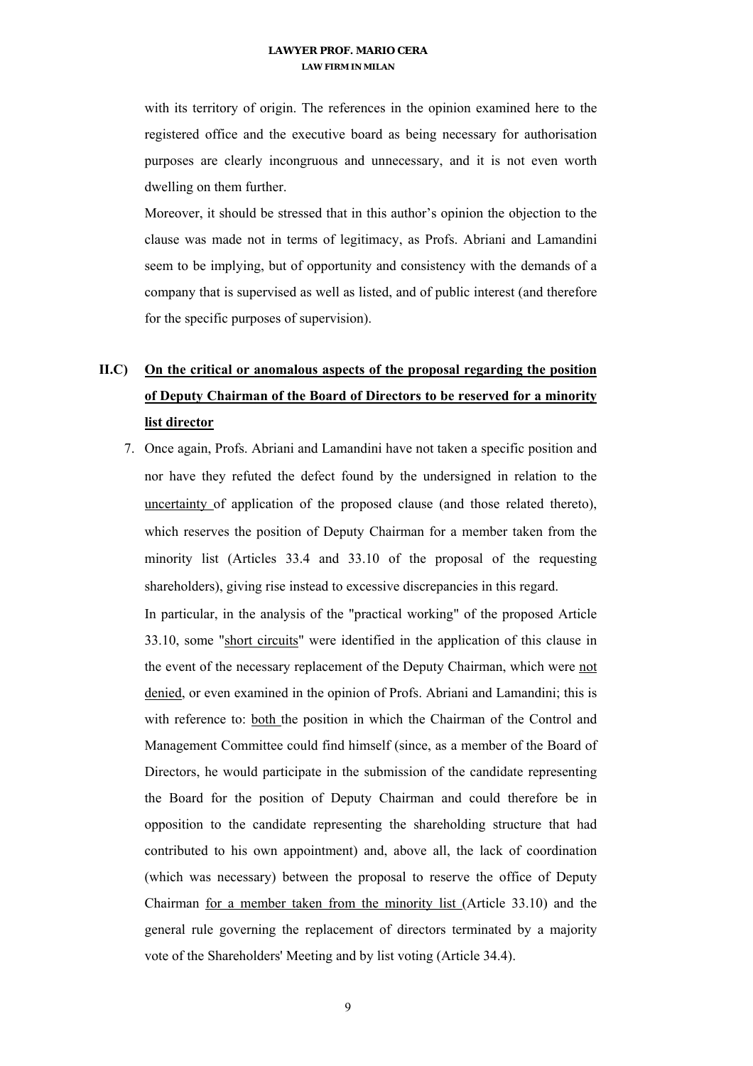with its territory of origin. The references in the opinion examined here to the registered office and the executive board as being necessary for authorisation purposes are clearly incongruous and unnecessary, and it is not even worth dwelling on them further.

Moreover, it should be stressed that in this author's opinion the objection to the clause was made not in terms of legitimacy, as Profs. Abriani and Lamandini seem to be implying, but of opportunity and consistency with the demands of a company that is supervised as well as listed, and of public interest (and therefore for the specific purposes of supervision).

## II.C) On the critical or anomalous aspects of the proposal regarding the position of Deputy Chairman of the Board of Directors to be reserved for a minority list director

7. Once again, Profs. Abriani and Lamandini have not taken a specific position and nor have they refuted the defect found by the undersigned in relation to the uncertainty of application of the proposed clause (and those related thereto), which reserves the position of Deputy Chairman for a member taken from the minority list (Articles 33.4 and 33.10 of the proposal of the requesting shareholders), giving rise instead to excessive discrepancies in this regard.

   In particular, in the analysis of the "practical working" of the proposed Article 33.10, some "short circuits" were identified in the application of this clause in the event of the necessary replacement of the Deputy Chairman, which were not denied, or even examined in the opinion of Profs. Abriani and Lamandini; this is with reference to: both the position in which the Chairman of the Control and Management Committee could find himself (since, as a member of the Board of Directors, he would participate in the submission of the candidate representing the Board for the position of Deputy Chairman and could therefore be in opposition to the candidate representing the shareholding structure that had contributed to his own appointment) and, above all, the lack of coordination (which was necessary) between the proposal to reserve the office of Deputy Chairman for a member taken from the minority list (Article 33.10) and the general rule governing the replacement of directors terminated by a majority vote of the Shareholders' Meeting and by list voting (Article 34.4).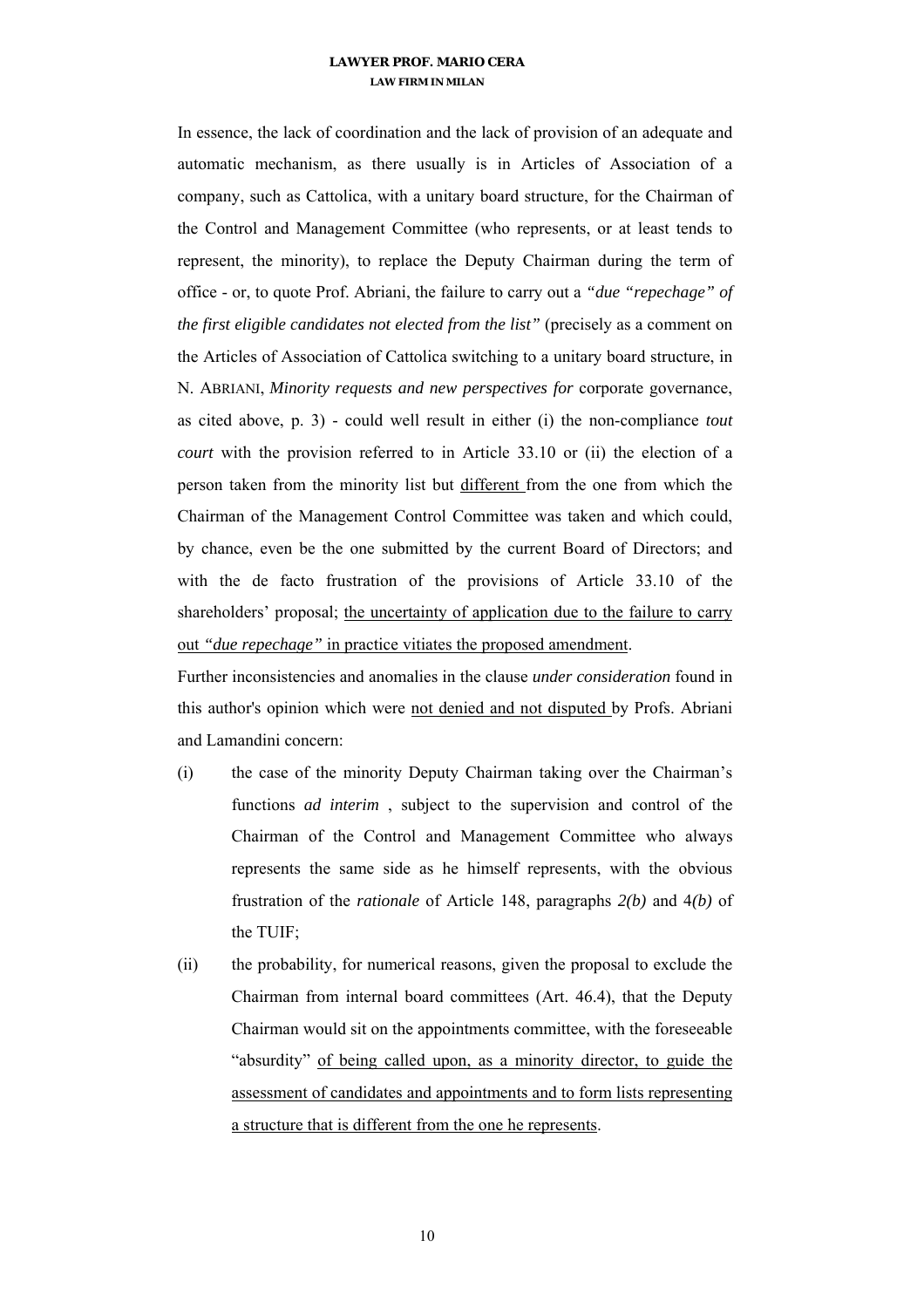In essence, the lack of coordination and the lack of provision of an adequate and automatic mechanism, as there usually is in Articles of Association of a company, such as Cattolica, with a unitary board structure, for the Chairman of the Control and Management Committee (who represents, or at least tends to represent, the minority), to replace the Deputy Chairman during the term of office - or, to quote Prof. Abriani, the failure to carry out a *"due "repechage" of the first eligible candidates not elected from the list"* (precisely as a comment on the Articles of Association of Cattolica switching to a unitary board structure, in N. ABRIANI, *Minority requests and new perspectives for* corporate governance, as cited above, p. 3) - could well result in either (i) the non-compliance *tout court* with the provision referred to in Article 33.10 or (ii) the election of a person taken from the minority list but <u>different</u> from the one from which the Chairman of the Management Control Committee was taken and which could, by chance, even be the one submitted by the current Board of Directors; and with the de facto frustration of the provisions of Article 33.10 of the shareholders' proposal; <u>the uncertainty of application due to the failure to carry out *"due repechage"* in practice vitiates the proposed amendment</u>.

Further inconsistencies and anomalies in the clause *under consideration* found in this author's opinion which were <u>not denied and not disputed</u> by Profs. Abriani and Lamandini concern:

(i) the case of the minority Deputy Chairman taking over the Chairman's functions *ad interim* , subject to the supervision and control of the Chairman of the Control and Management Committee who always represents the same side as he himself represents, with the obvious frustration of the *rationale* of Article 148, paragraphs *2(b)* and 4*(b)* of the TUIF;

(ii) the probability, for numerical reasons, given the proposal to exclude the Chairman from internal board committees (Art. 46.4), that the Deputy Chairman would sit on the appointments committee, with the foreseeable "absurdity" <u>of being called upon, as a minority director, to guide the assessment of candidates and appointments and to form lists representing a structure that is different from the one he represents</u>.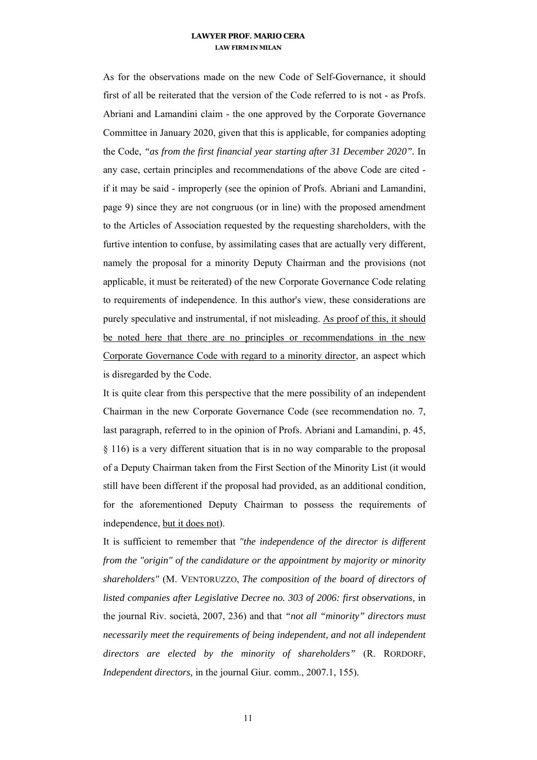As for the observations made on the new Code of Self-Governance, it should first of all be reiterated that the version of the Code referred to is not - as Profs. Abriani and Lamandini claim - the one approved by the Corporate Governance Committee in January 2020, given that this is applicable, for companies adopting the Code, ***"as from the first financial year starting after 31 December 2020"***. In any case, certain principles and recommendations of the above Code are cited - if it may be said - improperly (see the opinion of Profs. Abriani and Lamandini, page 9) since they are not congruous (or in line) with the proposed amendment to the Articles of Association requested by the requesting shareholders, with the furtive intention to confuse, by assimilating cases that are actually very different, namely the proposal for a minority Deputy Chairman and the provisions (not applicable, it must be reiterated) of the new Corporate Governance Code relating to requirements of independence. In this author's view, these considerations are purely speculative and instrumental, if not misleading. <u>As proof of this, it should be noted here that there are no principles or recommendations in the new Corporate Governance Code with regard to a minority director</u>, an aspect which is disregarded by the Code.

It is quite clear from this perspective that the mere possibility of an independent Chairman in the new Corporate Governance Code (see recommendation no. 7, last paragraph, referred to in the opinion of Profs. Abriani and Lamandini, p. 45, § 116) is a very different situation that is in no way comparable to the proposal of a Deputy Chairman taken from the First Section of the Minority List (it would still have been different if the proposal had provided, as an additional condition, for the aforementioned Deputy Chairman to possess the requirements of independence, <u>but it does not</u>).

It is sufficient to remember that *"the independence of the director is different from the "origin" of the candidature or the appointment by majority or minority shareholders"* (M. VENTORUZZO, *The composition of the board of directors of listed companies after Legislative Decree no. 303 of 2006: first observations,* in the journal Riv. società, 2007, 236) and that *"not all "minority" directors must necessarily meet the requirements of being independent, and not all independent directors are elected by the minority of shareholders"* (R. RORDORF, *Independent directors,* in the journal Giur. comm., 2007.1, 155).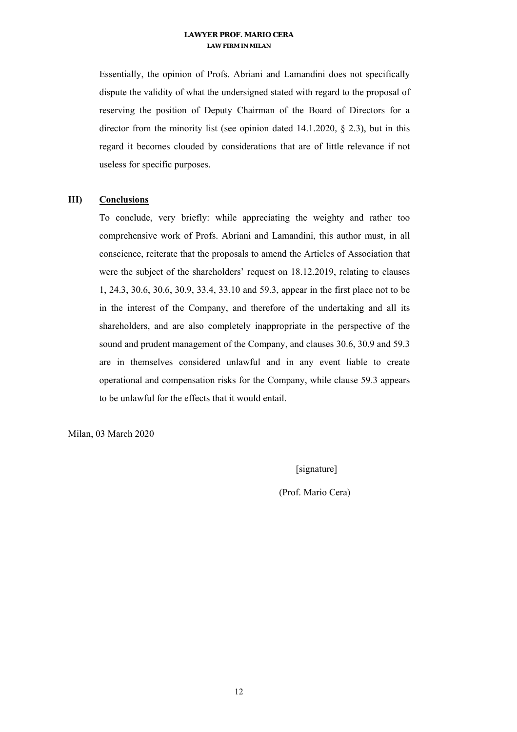Essentially, the opinion of Profs. Abriani and Lamandini does not specifically dispute the validity of what the undersigned stated with regard to the proposal of reserving the position of Deputy Chairman of the Board of Directors for a director from the minority list (see opinion dated 14.1.2020, § 2.3), but in this regard it becomes clouded by considerations that are of little relevance if not useless for specific purposes.

## III) Conclusions

To conclude, very briefly: while appreciating the weighty and rather too comprehensive work of Profs. Abriani and Lamandini, this author must, in all conscience, reiterate that the proposals to amend the Articles of Association that were the subject of the shareholders' request on 18.12.2019, relating to clauses 1, 24.3, 30.6, 30.6, 30.9, 33.4, 33.10 and 59.3, appear in the first place not to be in the interest of the Company, and therefore of the undertaking and all its shareholders, and are also completely inappropriate in the perspective of the sound and prudent management of the Company, and clauses 30.6, 30.9 and 59.3 are in themselves considered unlawful and in any event liable to create operational and compensation risks for the Company, while clause 59.3 appears to be unlawful for the effects that it would entail.

Milan, 03 March 2020

[signature]

(Prof. Mario Cera)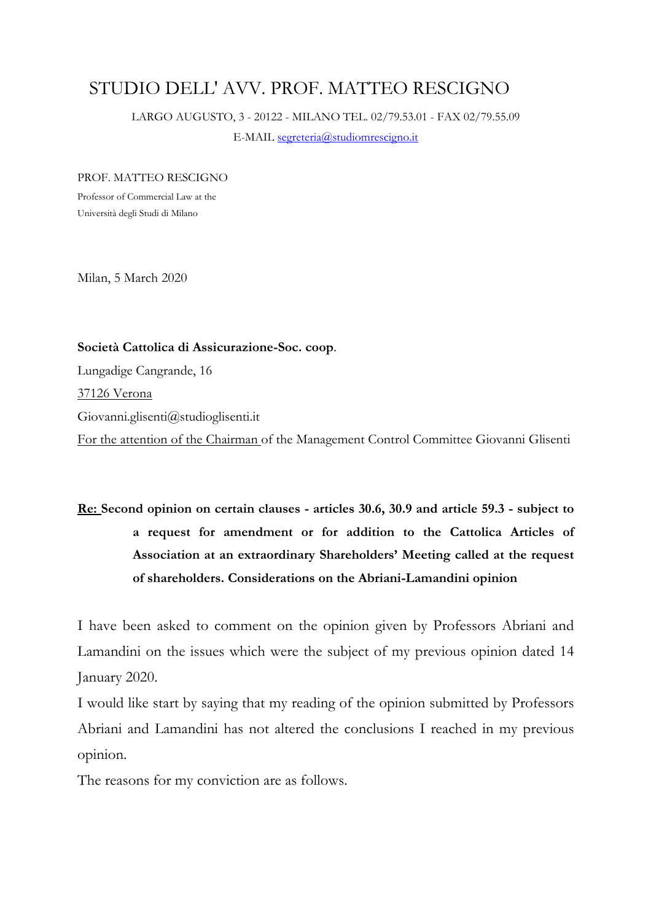# STUDIO DELL' AVV. PROF. MATTEO RESCIGNO

LARGO AUGUSTO, 3 - 20122 - MILANO TEL. 02/79.53.01 - FAX 02/79.55.09

E-MAIL segreteria@studiomrescigno.it

PROF. MATTEO RESCIGNO

Professor of Commercial Law at the

Università degli Studi di Milano

Milan, 5 March 2020

**Società Cattolica di Assicurazione-Soc. coop**.

Lungadige Cangrande, 16

37126 Verona

Giovanni.glisenti@studioglisenti.it

For the attention of the Chairman of the Management Control Committee Giovanni Glisenti

**Re: Second opinion on certain clauses - articles 30.6, 30.9 and article 59.3 - subject to a request for amendment or for addition to the Cattolica Articles of Association at an extraordinary Shareholders' Meeting called at the request of shareholders. Considerations on the Abriani-Lamandini opinion**

I have been asked to comment on the opinion given by Professors Abriani and Lamandini on the issues which were the subject of my previous opinion dated 14 January 2020.

I would like start by saying that my reading of the opinion submitted by Professors Abriani and Lamandini has not altered the conclusions I reached in my previous opinion.

The reasons for my conviction are as follows.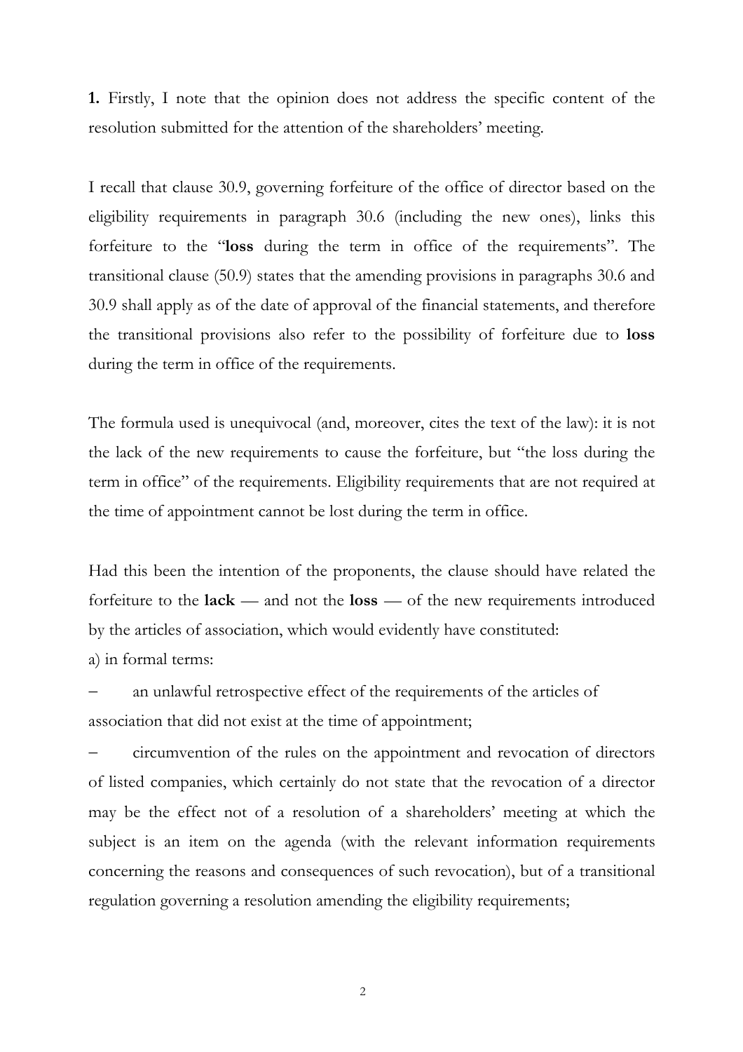**1.** Firstly, I note that the opinion does not address the specific content of the resolution submitted for the attention of the shareholders' meeting.

I recall that clause 30.9, governing forfeiture of the office of director based on the eligibility requirements in paragraph 30.6 (including the new ones), links this forfeiture to the "**loss** during the term in office of the requirements". The transitional clause (50.9) states that the amending provisions in paragraphs 30.6 and 30.9 shall apply as of the date of approval of the financial statements, and therefore the transitional provisions also refer to the possibility of forfeiture due to **loss** during the term in office of the requirements.

The formula used is unequivocal (and, moreover, cites the text of the law): it is not the lack of the new requirements to cause the forfeiture, but "the loss during the term in office" of the requirements. Eligibility requirements that are not required at the time of appointment cannot be lost during the term in office.

Had this been the intention of the proponents, the clause should have related the forfeiture to the **lack** — and not the **loss** — of the new requirements introduced by the articles of association, which would evidently have constituted:

a) in formal terms:

- an unlawful retrospective effect of the requirements of the articles of association that did not exist at the time of appointment;
- circumvention of the rules on the appointment and revocation of directors of listed companies, which certainly do not state that the revocation of a director may be the effect not of a resolution of a shareholders' meeting at which the subject is an item on the agenda (with the relevant information requirements concerning the reasons and consequences of such revocation), but of a transitional regulation governing a resolution amending the eligibility requirements;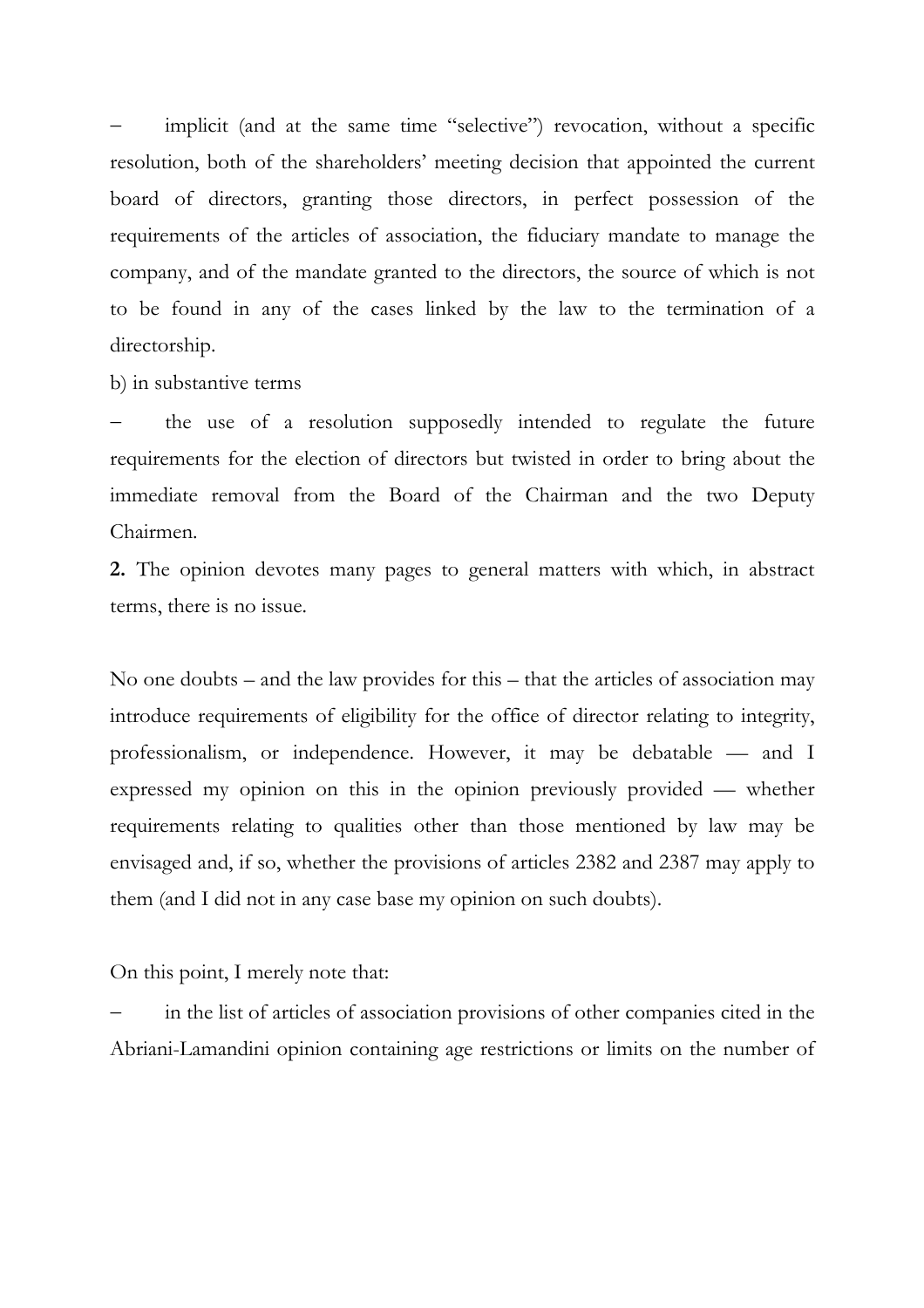– implicit (and at the same time "selective") revocation, without a specific resolution, both of the shareholders' meeting decision that appointed the current board of directors, granting those directors, in perfect possession of the requirements of the articles of association, the fiduciary mandate to manage the company, and of the mandate granted to the directors, the source of which is not to be found in any of the cases linked by the law to the termination of a directorship.

b) in substantive terms

– the use of a resolution supposedly intended to regulate the future requirements for the election of directors but twisted in order to bring about the immediate removal from the Board of the Chairman and the two Deputy Chairmen.

**2.** The opinion devotes many pages to general matters with which, in abstract terms, there is no issue.

No one doubts – and the law provides for this – that the articles of association may introduce requirements of eligibility for the office of director relating to integrity, professionalism, or independence. However, it may be debatable — and I expressed my opinion on this in the opinion previously provided — whether requirements relating to qualities other than those mentioned by law may be envisaged and, if so, whether the provisions of articles 2382 and 2387 may apply to them (and I did not in any case base my opinion on such doubts).

On this point, I merely note that:

– in the list of articles of association provisions of other companies cited in the Abriani-Lamandini opinion containing age restrictions or limits on the number of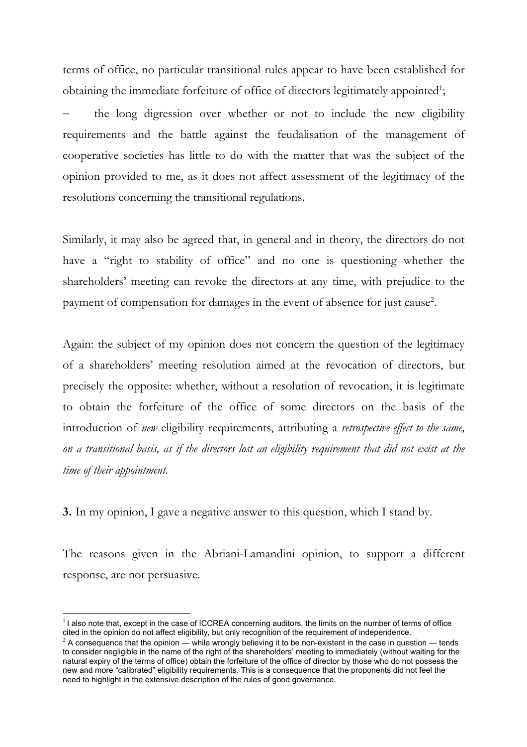terms of office, no particular transitional rules appear to have been established for obtaining the immediate forfeiture of office of directors legitimately appointed[1];

– the long digression over whether or not to include the new eligibility requirements and the battle against the feudalisation of the management of cooperative societies has little to do with the matter that was the subject of the opinion provided to me, as it does not affect assessment of the legitimacy of the resolutions concerning the transitional regulations.

Similarly, it may also be agreed that, in general and in theory, the directors do not have a "right to stability of office" and no one is questioning whether the shareholders' meeting can revoke the directors at any time, with prejudice to the payment of compensation for damages in the event of absence for just cause[2].

Again: the subject of my opinion does not concern the question of the legitimacy of a shareholders' meeting resolution aimed at the revocation of directors, but precisely the opposite: whether, without a resolution of revocation, it is legitimate to obtain the forfeiture of the office of some directors on the basis of the introduction of *new* eligibility requirements, attributing a *retrospective effect to the same, on a transitional basis, as if the directors lost an eligibility requirement that did not exist at the time of their appointment.*

**3.** In my opinion, I gave a negative answer to this question, which I stand by.

The reasons given in the Abriani-Lamandini opinion, to support a different response, are not persuasive.

---

[1] I also note that, except in the case of ICCREA concerning auditors, the limits on the number of terms of office cited in the opinion do not affect eligibility, but only recognition of the requirement of independence.

[2] A consequence that the opinion — while wrongly believing it to be non-existent in the case in question — tends to consider negligible in the name of the right of the shareholders' meeting to immediately (without waiting for the natural expiry of the terms of office) obtain the forfeiture of the office of director by those who do not possess the new and more "calibrated" eligibility requirements. This is a consequence that the proponents did not feel the need to highlight in the extensive description of the rules of good governance.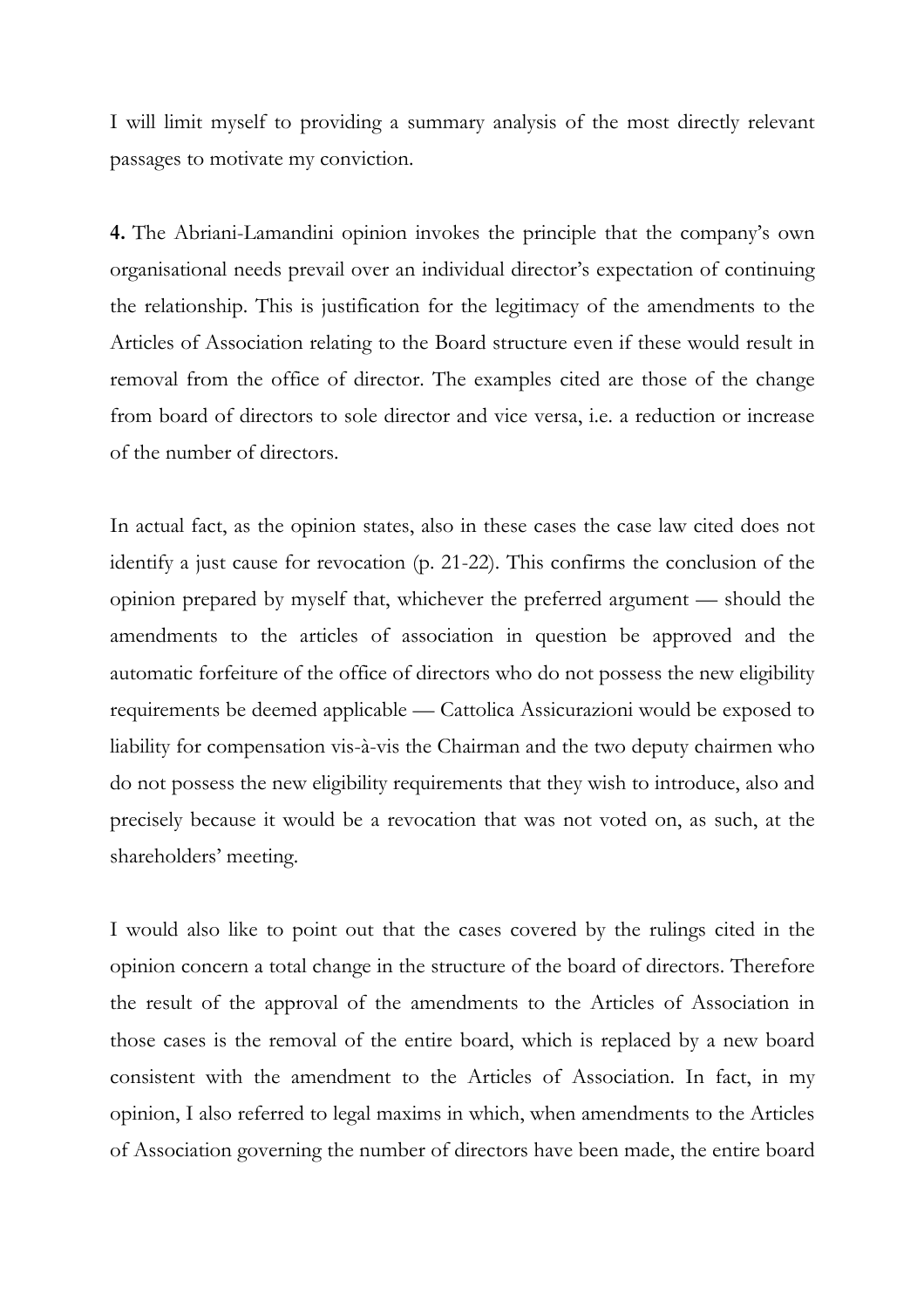I will limit myself to providing a summary analysis of the most directly relevant passages to motivate my conviction.

**4.** The Abriani-Lamandini opinion invokes the principle that the company's own organisational needs prevail over an individual director's expectation of continuing the relationship. This is justification for the legitimacy of the amendments to the Articles of Association relating to the Board structure even if these would result in removal from the office of director. The examples cited are those of the change from board of directors to sole director and vice versa, i.e. a reduction or increase of the number of directors.

In actual fact, as the opinion states, also in these cases the case law cited does not identify a just cause for revocation (p. 21-22). This confirms the conclusion of the opinion prepared by myself that, whichever the preferred argument — should the amendments to the articles of association in question be approved and the automatic forfeiture of the office of directors who do not possess the new eligibility requirements be deemed applicable — Cattolica Assicurazioni would be exposed to liability for compensation vis-à-vis the Chairman and the two deputy chairmen who do not possess the new eligibility requirements that they wish to introduce, also and precisely because it would be a revocation that was not voted on, as such, at the shareholders' meeting.

I would also like to point out that the cases covered by the rulings cited in the opinion concern a total change in the structure of the board of directors. Therefore the result of the approval of the amendments to the Articles of Association in those cases is the removal of the entire board, which is replaced by a new board consistent with the amendment to the Articles of Association. In fact, in my opinion, I also referred to legal maxims in which, when amendments to the Articles of Association governing the number of directors have been made, the entire board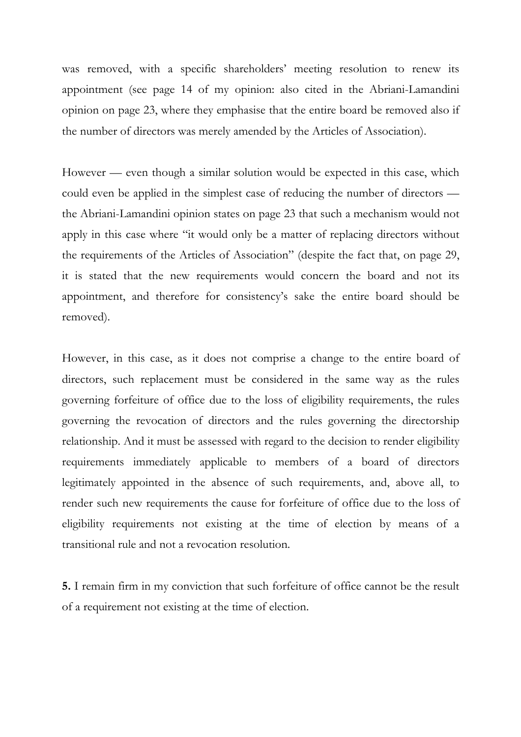was removed, with a specific shareholders' meeting resolution to renew its appointment (see page 14 of my opinion: also cited in the Abriani-Lamandini opinion on page 23, where they emphasise that the entire board be removed also if the number of directors was merely amended by the Articles of Association).

However — even though a similar solution would be expected in this case, which could even be applied in the simplest case of reducing the number of directors — the Abriani-Lamandini opinion states on page 23 that such a mechanism would not apply in this case where "it would only be a matter of replacing directors without the requirements of the Articles of Association" (despite the fact that, on page 29, it is stated that the new requirements would concern the board and not its appointment, and therefore for consistency's sake the entire board should be removed).

However, in this case, as it does not comprise a change to the entire board of directors, such replacement must be considered in the same way as the rules governing forfeiture of office due to the loss of eligibility requirements, the rules governing the revocation of directors and the rules governing the directorship relationship. And it must be assessed with regard to the decision to render eligibility requirements immediately applicable to members of a board of directors legitimately appointed in the absence of such requirements, and, above all, to render such new requirements the cause for forfeiture of office due to the loss of eligibility requirements not existing at the time of election by means of a transitional rule and not a revocation resolution.

**5.** I remain firm in my conviction that such forfeiture of office cannot be the result of a requirement not existing at the time of election.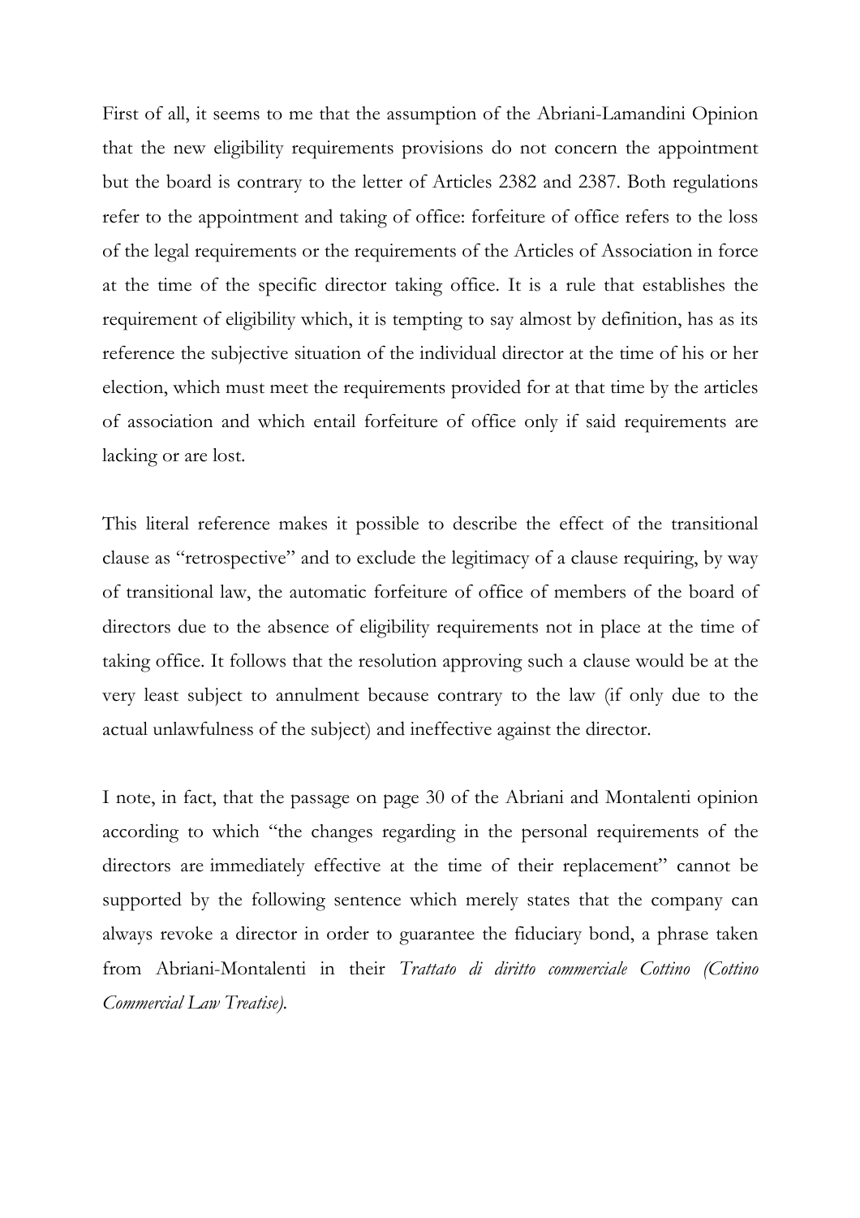First of all, it seems to me that the assumption of the Abriani-Lamandini Opinion that the new eligibility requirements provisions do not concern the appointment but the board is contrary to the letter of Articles 2382 and 2387. Both regulations refer to the appointment and taking of office: forfeiture of office refers to the loss of the legal requirements or the requirements of the Articles of Association in force at the time of the specific director taking office. It is a rule that establishes the requirement of eligibility which, it is tempting to say almost by definition, has as its reference the subjective situation of the individual director at the time of his or her election, which must meet the requirements provided for at that time by the articles of association and which entail forfeiture of office only if said requirements are lacking or are lost.

This literal reference makes it possible to describe the effect of the transitional clause as "retrospective" and to exclude the legitimacy of a clause requiring, by way of transitional law, the automatic forfeiture of office of members of the board of directors due to the absence of eligibility requirements not in place at the time of taking office. It follows that the resolution approving such a clause would be at the very least subject to annulment because contrary to the law (if only due to the actual unlawfulness of the subject) and ineffective against the director.

I note, in fact, that the passage on page 30 of the Abriani and Montalenti opinion according to which "the changes regarding in the personal requirements of the directors are immediately effective at the time of their replacement" cannot be supported by the following sentence which merely states that the company can always revoke a director in order to guarantee the fiduciary bond, a phrase taken from Abriani-Montalenti in their *Trattato di diritto commerciale Cottino (Cottino Commercial Law Treatise).*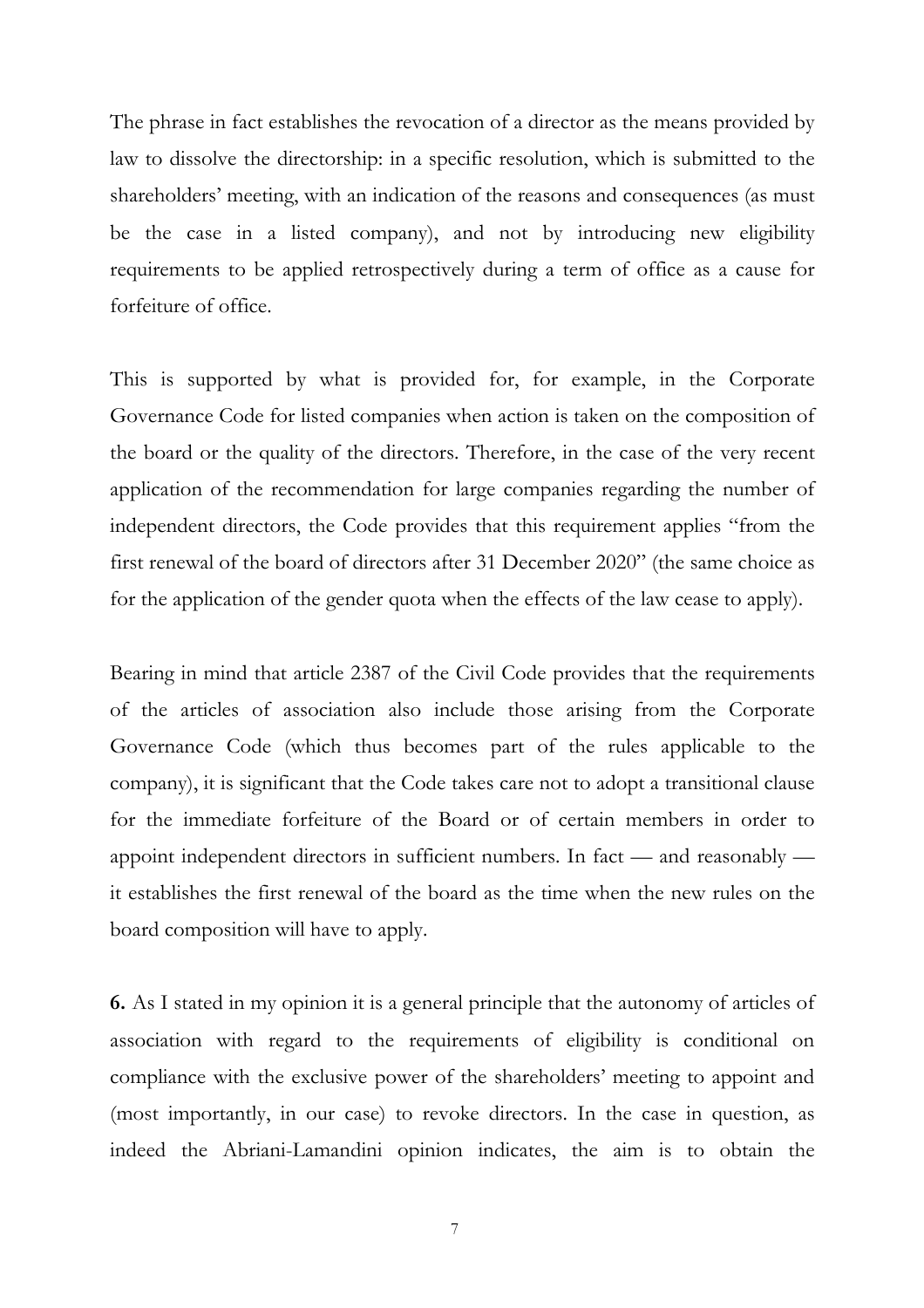The phrase in fact establishes the revocation of a director as the means provided by law to dissolve the directorship: in a specific resolution, which is submitted to the shareholders' meeting, with an indication of the reasons and consequences (as must be the case in a listed company), and not by introducing new eligibility requirements to be applied retrospectively during a term of office as a cause for forfeiture of office.

This is supported by what is provided for, for example, in the Corporate Governance Code for listed companies when action is taken on the composition of the board or the quality of the directors. Therefore, in the case of the very recent application of the recommendation for large companies regarding the number of independent directors, the Code provides that this requirement applies "from the first renewal of the board of directors after 31 December 2020" (the same choice as for the application of the gender quota when the effects of the law cease to apply).

Bearing in mind that article 2387 of the Civil Code provides that the requirements of the articles of association also include those arising from the Corporate Governance Code (which thus becomes part of the rules applicable to the company), it is significant that the Code takes care not to adopt a transitional clause for the immediate forfeiture of the Board or of certain members in order to appoint independent directors in sufficient numbers. In fact — and reasonably — it establishes the first renewal of the board as the time when the new rules on the board composition will have to apply.

**6.** As I stated in my opinion it is a general principle that the autonomy of articles of association with regard to the requirements of eligibility is conditional on compliance with the exclusive power of the shareholders' meeting to appoint and (most importantly, in our case) to revoke directors. In the case in question, as indeed the Abriani-Lamandini opinion indicates, the aim is to obtain the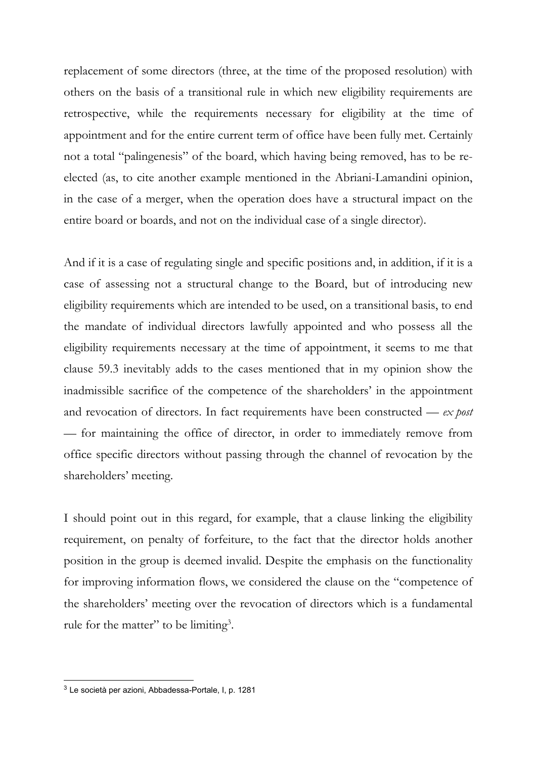replacement of some directors (three, at the time of the proposed resolution) with others on the basis of a transitional rule in which new eligibility requirements are retrospective, while the requirements necessary for eligibility at the time of appointment and for the entire current term of office have been fully met. Certainly not a total "palingenesis" of the board, which having being removed, has to be re-elected (as, to cite another example mentioned in the Abriani-Lamandini opinion, in the case of a merger, when the operation does have a structural impact on the entire board or boards, and not on the individual case of a single director).

And if it is a case of regulating single and specific positions and, in addition, if it is a case of assessing not a structural change to the Board, but of introducing new eligibility requirements which are intended to be used, on a transitional basis, to end the mandate of individual directors lawfully appointed and who possess all the eligibility requirements necessary at the time of appointment, it seems to me that clause 59.3 inevitably adds to the cases mentioned that in my opinion show the inadmissible sacrifice of the competence of the shareholders' in the appointment and revocation of directors. In fact requirements have been constructed — *ex post* — for maintaining the office of director, in order to immediately remove from office specific directors without passing through the channel of revocation by the shareholders' meeting.

I should point out in this regard, for example, that a clause linking the eligibility requirement, on penalty of forfeiture, to the fact that the director holds another position in the group is deemed invalid. Despite the emphasis on the functionality for improving information flows, we considered the clause on the "competence of the shareholders' meeting over the revocation of directors which is a fundamental rule for the matter" to be limiting[3].

[3] Le società per azioni, Abbadessa-Portale, I, p. 1281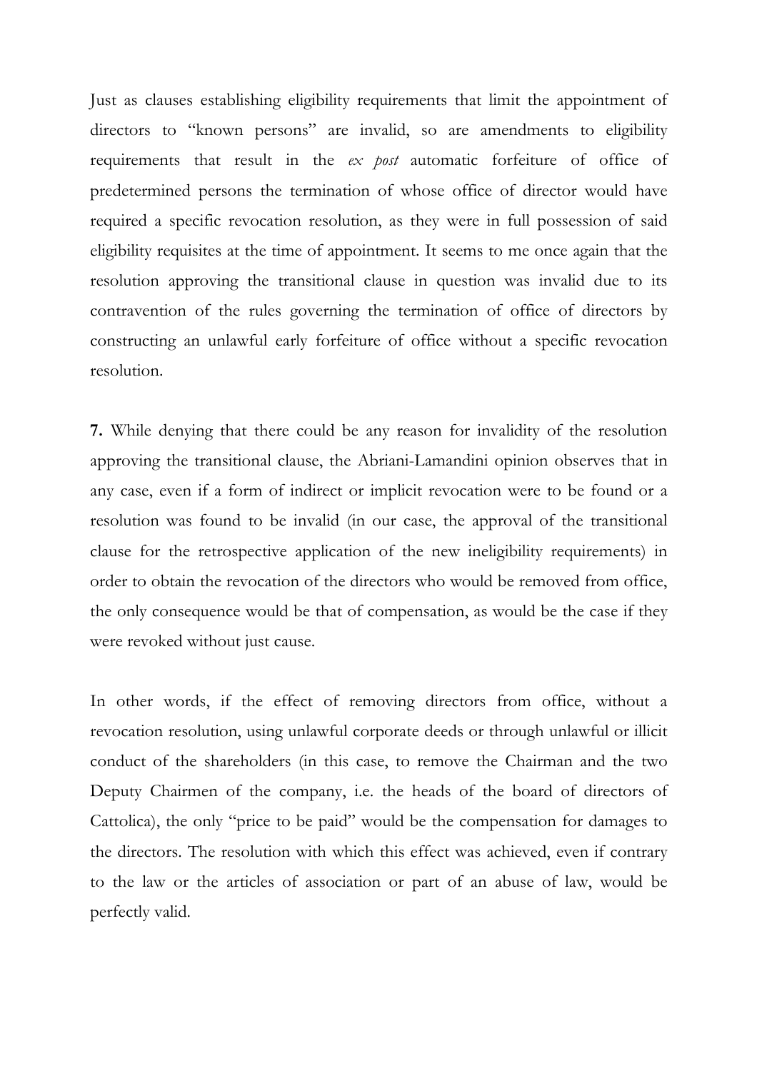Just as clauses establishing eligibility requirements that limit the appointment of directors to "known persons" are invalid, so are amendments to eligibility requirements that result in the *ex post* automatic forfeiture of office of predetermined persons the termination of whose office of director would have required a specific revocation resolution, as they were in full possession of said eligibility requisites at the time of appointment. It seems to me once again that the resolution approving the transitional clause in question was invalid due to its contravention of the rules governing the termination of office of directors by constructing an unlawful early forfeiture of office without a specific revocation resolution.

**7.** While denying that there could be any reason for invalidity of the resolution approving the transitional clause, the Abriani-Lamandini opinion observes that in any case, even if a form of indirect or implicit revocation were to be found or a resolution was found to be invalid (in our case, the approval of the transitional clause for the retrospective application of the new ineligibility requirements) in order to obtain the revocation of the directors who would be removed from office, the only consequence would be that of compensation, as would be the case if they were revoked without just cause.

In other words, if the effect of removing directors from office, without a revocation resolution, using unlawful corporate deeds or through unlawful or illicit conduct of the shareholders (in this case, to remove the Chairman and the two Deputy Chairmen of the company, i.e. the heads of the board of directors of Cattolica), the only "price to be paid" would be the compensation for damages to the directors. The resolution with which this effect was achieved, even if contrary to the law or the articles of association or part of an abuse of law, would be perfectly valid.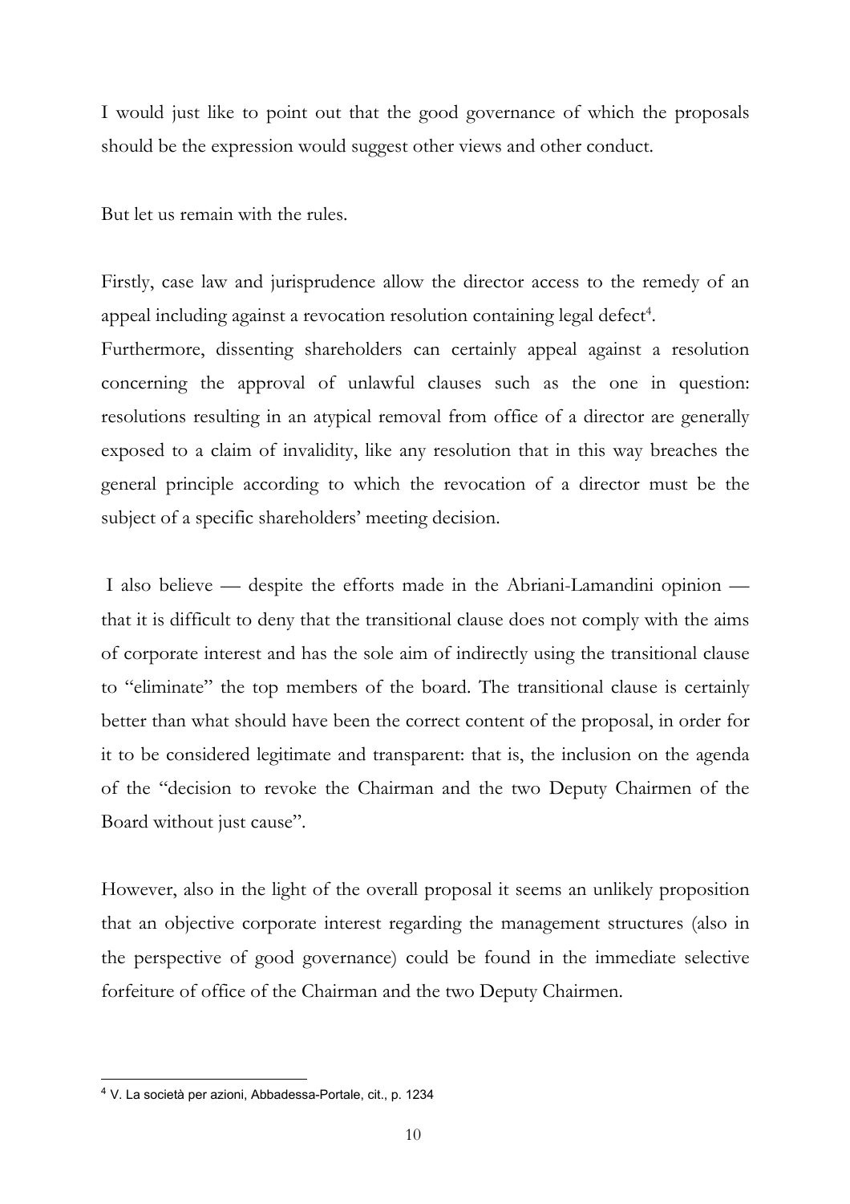I would just like to point out that the good governance of which the proposals should be the expression would suggest other views and other conduct.

But let us remain with the rules.

Firstly, case law and jurisprudence allow the director access to the remedy of an appeal including against a revocation resolution containing legal defect[4].
Furthermore, dissenting shareholders can certainly appeal against a resolution concerning the approval of unlawful clauses such as the one in question: resolutions resulting in an atypical removal from office of a director are generally exposed to a claim of invalidity, like any resolution that in this way breaches the general principle according to which the revocation of a director must be the subject of a specific shareholders' meeting decision.

I also believe — despite the efforts made in the Abriani-Lamandini opinion — that it is difficult to deny that the transitional clause does not comply with the aims of corporate interest and has the sole aim of indirectly using the transitional clause to "eliminate" the top members of the board. The transitional clause is certainly better than what should have been the correct content of the proposal, in order for it to be considered legitimate and transparent: that is, the inclusion on the agenda of the "decision to revoke the Chairman and the two Deputy Chairmen of the Board without just cause".

However, also in the light of the overall proposal it seems an unlikely proposition that an objective corporate interest regarding the management structures (also in the perspective of good governance) could be found in the immediate selective forfeiture of office of the Chairman and the two Deputy Chairmen.

[4] V. La società per azioni, Abbadessa-Portale, cit., p. 1234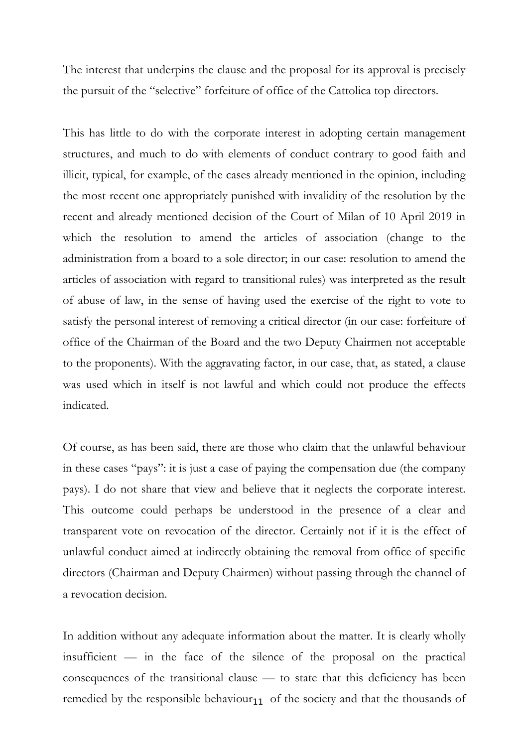The interest that underpins the clause and the proposal for its approval is precisely the pursuit of the "selective" forfeiture of office of the Cattolica top directors.

This has little to do with the corporate interest in adopting certain management structures, and much to do with elements of conduct contrary to good faith and illicit, typical, for example, of the cases already mentioned in the opinion, including the most recent one appropriately punished with invalidity of the resolution by the recent and already mentioned decision of the Court of Milan of 10 April 2019 in which the resolution to amend the articles of association (change to the administration from a board to a sole director; in our case: resolution to amend the articles of association with regard to transitional rules) was interpreted as the result of abuse of law, in the sense of having used the exercise of the right to vote to satisfy the personal interest of removing a critical director (in our case: forfeiture of office of the Chairman of the Board and the two Deputy Chairmen not acceptable to the proponents). With the aggravating factor, in our case, that, as stated, a clause was used which in itself is not lawful and which could not produce the effects indicated.

Of course, as has been said, there are those who claim that the unlawful behaviour in these cases "pays": it is just a case of paying the compensation due (the company pays). I do not share that view and believe that it neglects the corporate interest. This outcome could perhaps be understood in the presence of a clear and transparent vote on revocation of the director. Certainly not if it is the effect of unlawful conduct aimed at indirectly obtaining the removal from office of specific directors (Chairman and Deputy Chairmen) without passing through the channel of a revocation decision.

In addition without any adequate information about the matter. It is clearly wholly insufficient — in the face of the silence of the proposal on the practical consequences of the transitional clause — to state that this deficiency has been remedied by the responsible behaviour of the society and that the thousands of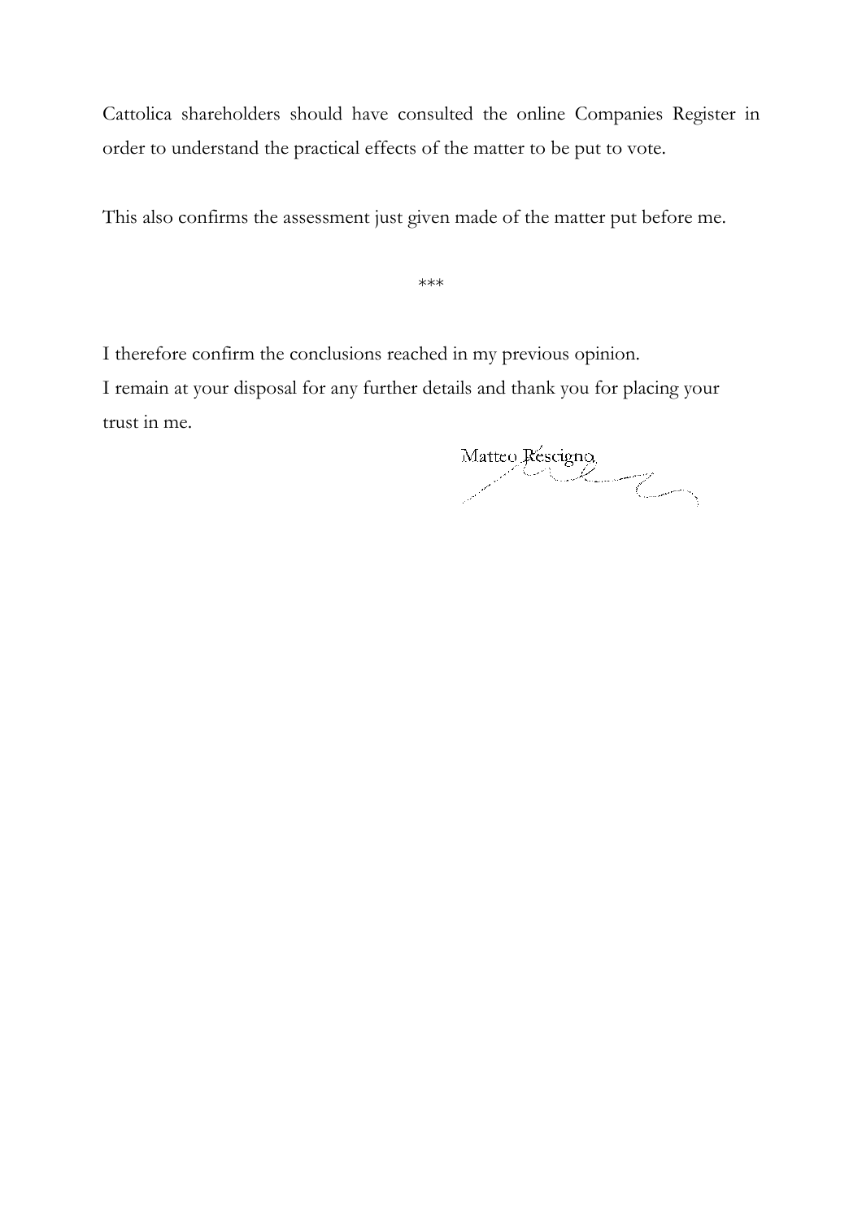Cattolica shareholders should have consulted the online Companies Register in order to understand the practical effects of the matter to be put to vote.

This also confirms the assessment just given made of the matter put before me.

***

I therefore confirm the conclusions reached in my previous opinion.

I remain at your disposal for any further details and thank you for placing your trust in me.

Matteo Rescigno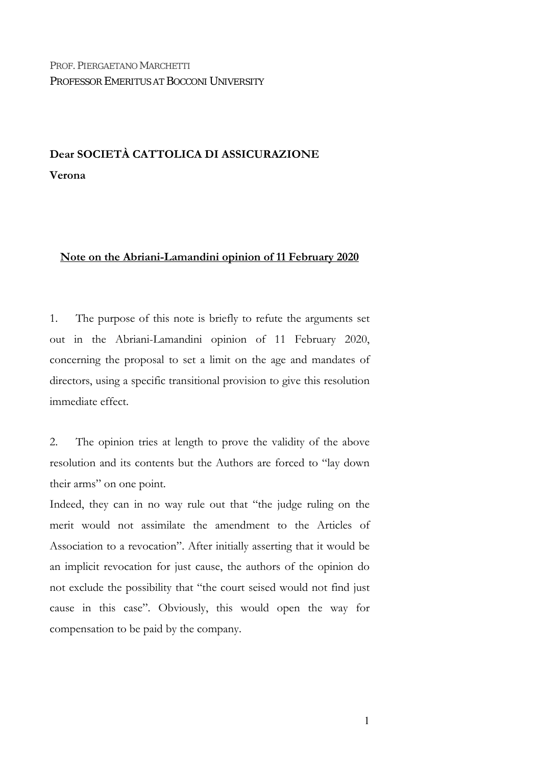PROF. PIERGAETANO MARCHETTI
PROFESSOR EMERITUS AT BOCCONI UNIVERSITY

**Dear SOCIETÀ CATTOLICA DI ASSICURAZIONE**
**Verona**

**<u>Note on the Abriani-Lamandini opinion of 11 February 2020</u>**

1. The purpose of this note is briefly to refute the arguments set out in the Abriani-Lamandini opinion of 11 February 2020, concerning the proposal to set a limit on the age and mandates of directors, using a specific transitional provision to give this resolution immediate effect.

2. The opinion tries at length to prove the validity of the above resolution and its contents but the Authors are forced to "lay down their arms" on one point.
Indeed, they can in no way rule out that "the judge ruling on the merit would not assimilate the amendment to the Articles of Association to a revocation". After initially asserting that it would be an implicit revocation for just cause, the authors of the opinion do not exclude the possibility that "the court seised would not find just cause in this case". Obviously, this would open the way for compensation to be paid by the company.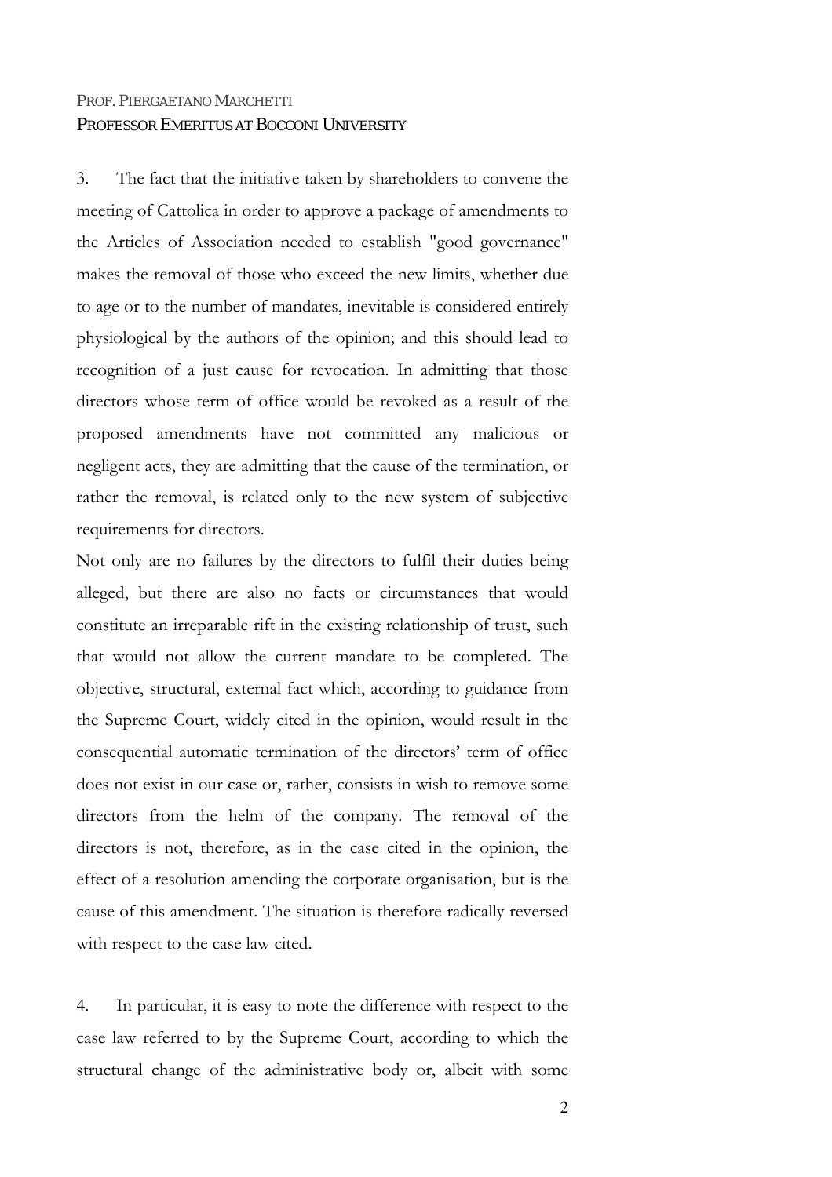PROF. PIERGAETANO MARCHETTI
PROFESSOR EMERITUS AT BOCCONI UNIVERSITY

3. The fact that the initiative taken by shareholders to convene the meeting of Cattolica in order to approve a package of amendments to the Articles of Association needed to establish "good governance" makes the removal of those who exceed the new limits, whether due to age or to the number of mandates, inevitable is considered entirely physiological by the authors of the opinion; and this should lead to recognition of a just cause for revocation. In admitting that those directors whose term of office would be revoked as a result of the proposed amendments have not committed any malicious or negligent acts, they are admitting that the cause of the termination, or rather the removal, is related only to the new system of subjective requirements for directors.

Not only are no failures by the directors to fulfil their duties being alleged, but there are also no facts or circumstances that would constitute an irreparable rift in the existing relationship of trust, such that would not allow the current mandate to be completed. The objective, structural, external fact which, according to guidance from the Supreme Court, widely cited in the opinion, would result in the consequential automatic termination of the directors' term of office does not exist in our case or, rather, consists in wish to remove some directors from the helm of the company. The removal of the directors is not, therefore, as in the case cited in the opinion, the effect of a resolution amending the corporate organisation, but is the cause of this amendment. The situation is therefore radically reversed with respect to the case law cited.

4. In particular, it is easy to note the difference with respect to the case law referred to by the Supreme Court, according to which the structural change of the administrative body or, albeit with some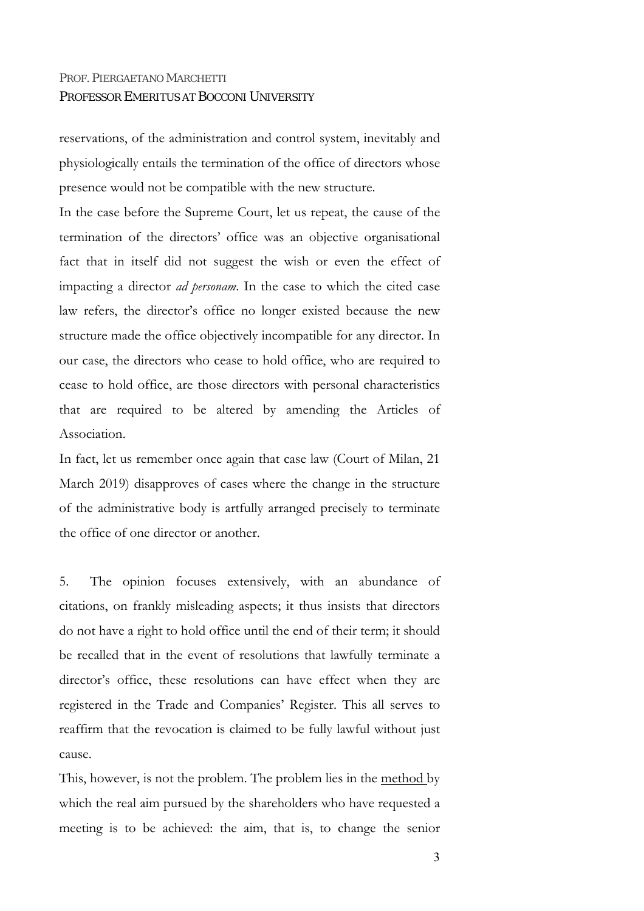reservations, of the administration and control system, inevitably and physiologically entails the termination of the office of directors whose presence would not be compatible with the new structure.

In the case before the Supreme Court, let us repeat, the cause of the termination of the directors' office was an objective organisational fact that in itself did not suggest the wish or even the effect of impacting a director *ad personam*. In the case to which the cited case law refers, the director's office no longer existed because the new structure made the office objectively incompatible for any director. In our case, the directors who cease to hold office, who are required to cease to hold office, are those directors with personal characteristics that are required to be altered by amending the Articles of Association.

In fact, let us remember once again that case law (Court of Milan, 21 March 2019) disapproves of cases where the change in the structure of the administrative body is artfully arranged precisely to terminate the office of one director or another.

5. The opinion focuses extensively, with an abundance of citations, on frankly misleading aspects; it thus insists that directors do not have a right to hold office until the end of their term; it should be recalled that in the event of resolutions that lawfully terminate a director's office, these resolutions can have effect when they are registered in the Trade and Companies' Register. This all serves to reaffirm that the revocation is claimed to be fully lawful without just cause.

This, however, is not the problem. The problem lies in the <u>method</u> by which the real aim pursued by the shareholders who have requested a meeting is to be achieved: the aim, that is, to change the senior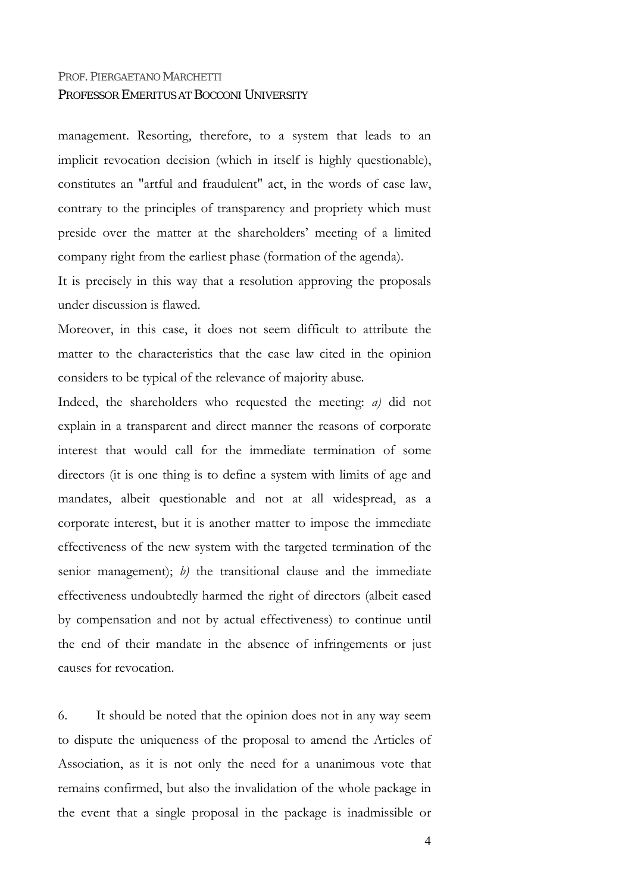management. Resorting, therefore, to a system that leads to an implicit revocation decision (which in itself is highly questionable), constitutes an "artful and fraudulent" act, in the words of case law, contrary to the principles of transparency and propriety which must preside over the matter at the shareholders' meeting of a limited company right from the earliest phase (formation of the agenda).

It is precisely in this way that a resolution approving the proposals under discussion is flawed.

Moreover, in this case, it does not seem difficult to attribute the matter to the characteristics that the case law cited in the opinion considers to be typical of the relevance of majority abuse.

Indeed, the shareholders who requested the meeting: *a)* did not explain in a transparent and direct manner the reasons of corporate interest that would call for the immediate termination of some directors (it is one thing is to define a system with limits of age and mandates, albeit questionable and not at all widespread, as a corporate interest, but it is another matter to impose the immediate effectiveness of the new system with the targeted termination of the senior management); *b)* the transitional clause and the immediate effectiveness undoubtedly harmed the right of directors (albeit eased by compensation and not by actual effectiveness) to continue until the end of their mandate in the absence of infringements or just causes for revocation.

6. It should be noted that the opinion does not in any way seem to dispute the uniqueness of the proposal to amend the Articles of Association, as it is not only the need for a unanimous vote that remains confirmed, but also the invalidation of the whole package in the event that a single proposal in the package is inadmissible or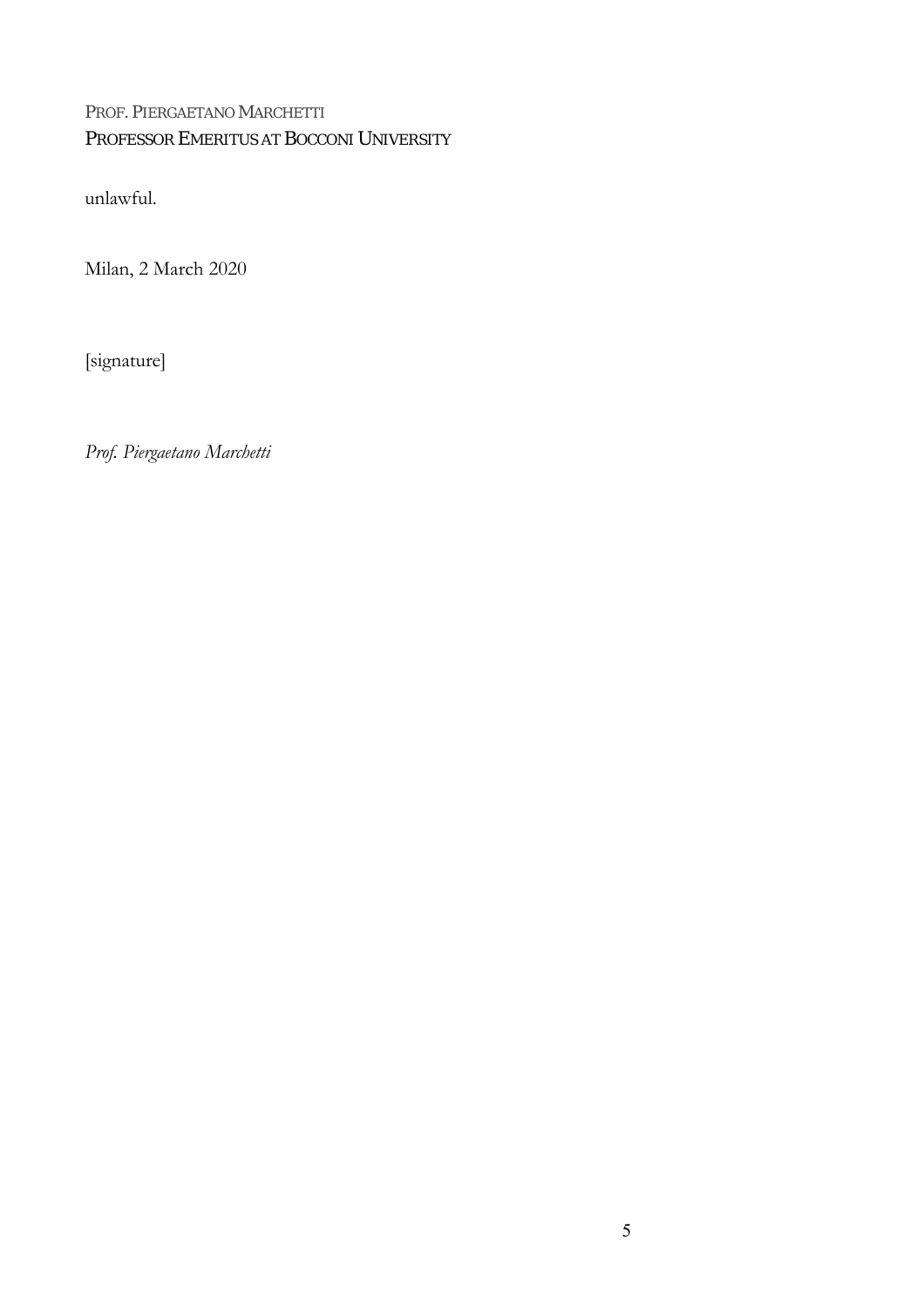unlawful.

Milan, 2 March 2020

[signature]

*Prof. Piergaetano Marchetti*